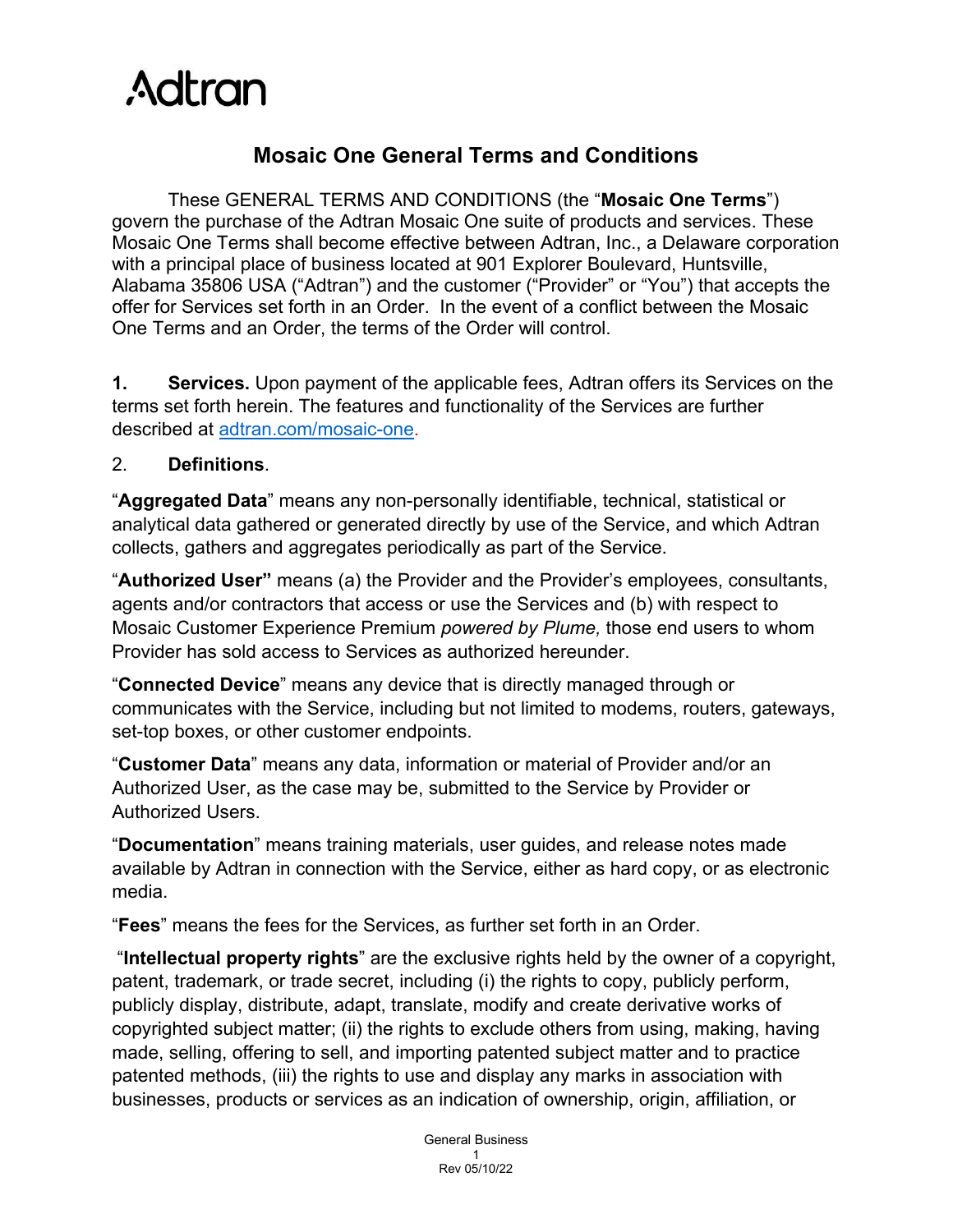Adtran

# Mosaic One General Terms and Conditions

These GENERAL TERMS AND CONDITIONS (the "**Mosaic One Terms**") govern the purchase of the Adtran Mosaic One suite of products and services. These Mosaic One Terms shall become effective between Adtran, Inc., a Delaware corporation with a principal place of business located at 901 Explorer Boulevard, Huntsville, Alabama 35806 USA ("Adtran") and the customer ("Provider" or "You") that accepts the offer for Services set forth in an Order. In the event of a conflict between the Mosaic One Terms and an Order, the terms of the Order will control.

**1. Services.** Upon payment of the applicable fees, Adtran offers its Services on the terms set forth herein. The features and functionality of the Services are further described at adtran.com/mosaic-one.

2. **Definitions**.

"**Aggregated Data**" means any non-personally identifiable, technical, statistical or analytical data gathered or generated directly by use of the Service, and which Adtran collects, gathers and aggregates periodically as part of the Service.

"**Authorized User"** means (a) the Provider and the Provider's employees, consultants, agents and/or contractors that access or use the Services and (b) with respect to Mosaic Customer Experience Premium *powered by Plume,* those end users to whom Provider has sold access to Services as authorized hereunder.

"**Connected Device**" means any device that is directly managed through or communicates with the Service, including but not limited to modems, routers, gateways, set-top boxes, or other customer endpoints.

"**Customer Data**" means any data, information or material of Provider and/or an Authorized User, as the case may be, submitted to the Service by Provider or Authorized Users.

"**Documentation**" means training materials, user guides, and release notes made available by Adtran in connection with the Service, either as hard copy, or as electronic media.

"**Fees**" means the fees for the Services, as further set forth in an Order.

"**Intellectual property rights**" are the exclusive rights held by the owner of a copyright, patent, trademark, or trade secret, including (i) the rights to copy, publicly perform, publicly display, distribute, adapt, translate, modify and create derivative works of copyrighted subject matter; (ii) the rights to exclude others from using, making, having made, selling, offering to sell, and importing patented subject matter and to practice patented methods, (iii) the rights to use and display any marks in association with businesses, products or services as an indication of ownership, origin, affiliation, or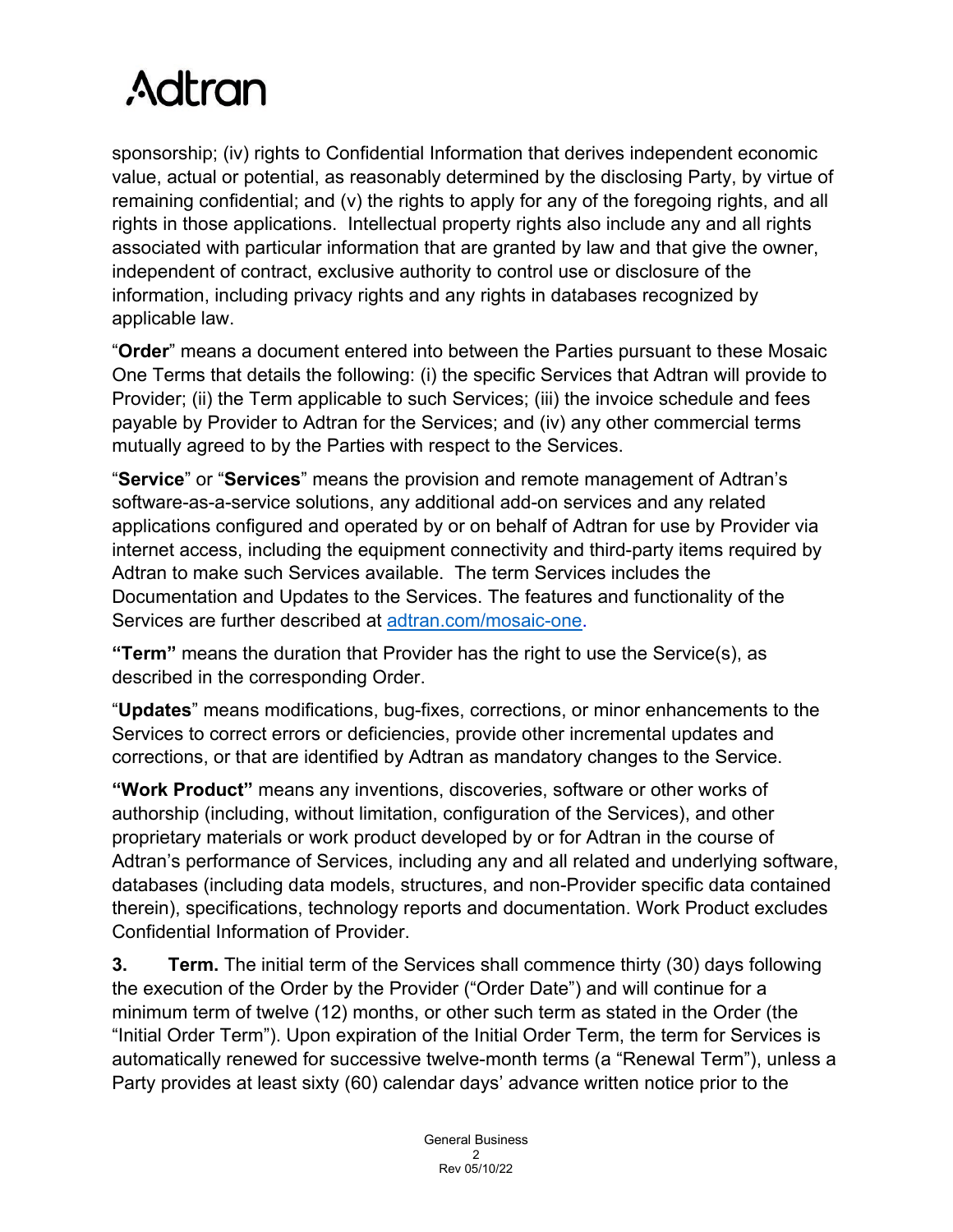sponsorship; (iv) rights to Confidential Information that derives independent economic value, actual or potential, as reasonably determined by the disclosing Party, by virtue of remaining confidential; and (v) the rights to apply for any of the foregoing rights, and all rights in those applications. Intellectual property rights also include any and all rights associated with particular information that are granted by law and that give the owner, independent of contract, exclusive authority to control use or disclosure of the information, including privacy rights and any rights in databases recognized by applicable law.

"**Order**" means a document entered into between the Parties pursuant to these Mosaic One Terms that details the following: (i) the specific Services that Adtran will provide to Provider; (ii) the Term applicable to such Services; (iii) the invoice schedule and fees payable by Provider to Adtran for the Services; and (iv) any other commercial terms mutually agreed to by the Parties with respect to the Services.

"**Service**" or "**Services**" means the provision and remote management of Adtran's software-as-a-service solutions, any additional add-on services and any related applications configured and operated by or on behalf of Adtran for use by Provider via internet access, including the equipment connectivity and third-party items required by Adtran to make such Services available. The term Services includes the Documentation and Updates to the Services. The features and functionality of the Services are further described at [adtran.com/mosaic-one](adtran.com/mosaic-one).

**"Term"** means the duration that Provider has the right to use the Service(s), as described in the corresponding Order.

"**Updates**" means modifications, bug-fixes, corrections, or minor enhancements to the Services to correct errors or deficiencies, provide other incremental updates and corrections, or that are identified by Adtran as mandatory changes to the Service.

**"Work Product"** means any inventions, discoveries, software or other works of authorship (including, without limitation, configuration of the Services), and other proprietary materials or work product developed by or for Adtran in the course of Adtran's performance of Services, including any and all related and underlying software, databases (including data models, structures, and non-Provider specific data contained therein), specifications, technology reports and documentation. Work Product excludes Confidential Information of Provider.

**3. Term.** The initial term of the Services shall commence thirty (30) days following the execution of the Order by the Provider ("Order Date") and will continue for a minimum term of twelve (12) months, or other such term as stated in the Order (the "Initial Order Term"). Upon expiration of the Initial Order Term, the term for Services is automatically renewed for successive twelve-month terms (a "Renewal Term"), unless a Party provides at least sixty (60) calendar days' advance written notice prior to the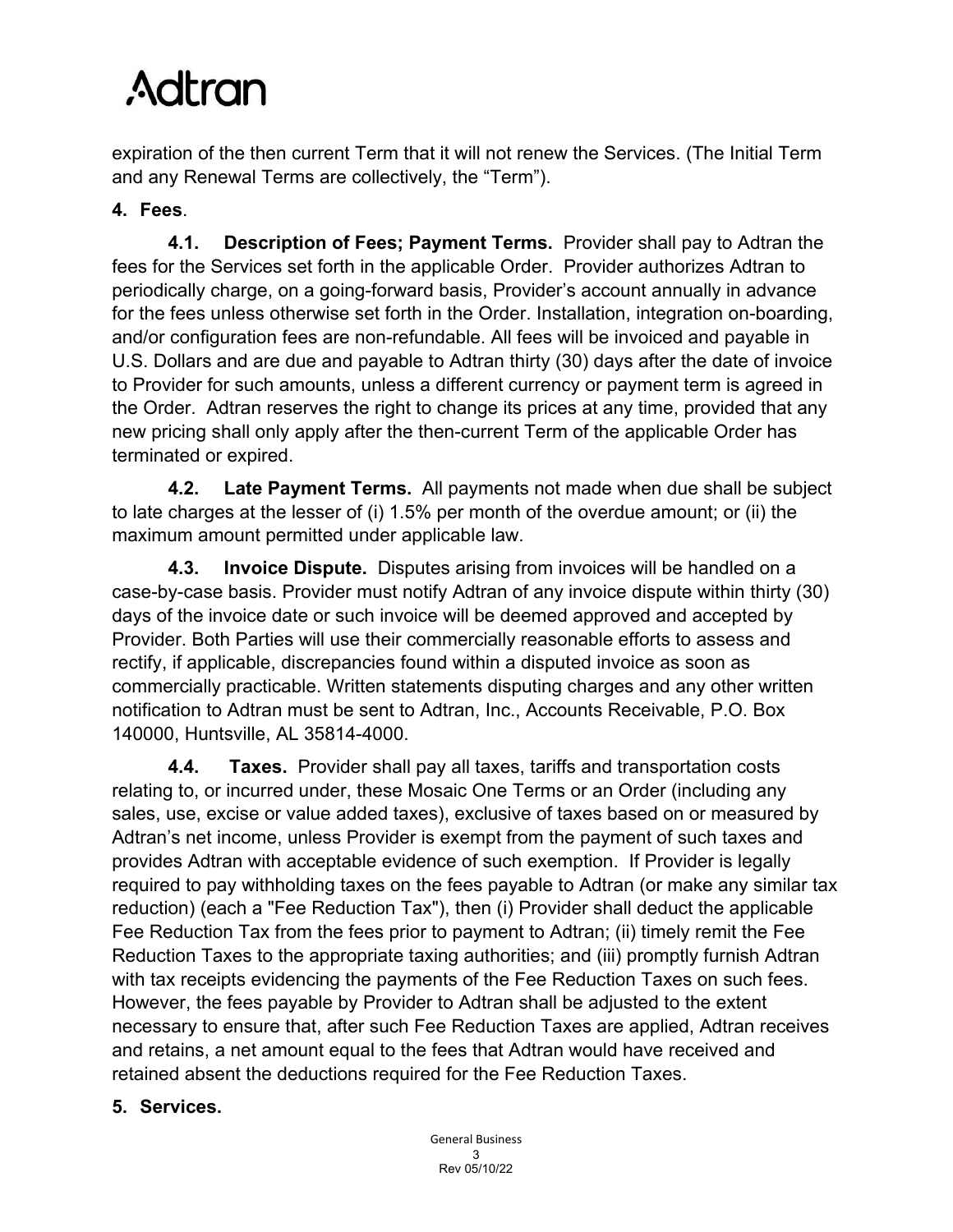expiration of the then current Term that it will not renew the Services. (The Initial Term and any Renewal Terms are collectively, the "Term").

**4. Fees**.

**4.1. Description of Fees; Payment Terms.** Provider shall pay to Adtran the fees for the Services set forth in the applicable Order. Provider authorizes Adtran to periodically charge, on a going-forward basis, Provider's account annually in advance for the fees unless otherwise set forth in the Order. Installation, integration on-boarding, and/or configuration fees are non-refundable. All fees will be invoiced and payable in U.S. Dollars and are due and payable to Adtran thirty (30) days after the date of invoice to Provider for such amounts, unless a different currency or payment term is agreed in the Order. Adtran reserves the right to change its prices at any time, provided that any new pricing shall only apply after the then-current Term of the applicable Order has terminated or expired.

**4.2. Late Payment Terms.** All payments not made when due shall be subject to late charges at the lesser of (i) 1.5% per month of the overdue amount; or (ii) the maximum amount permitted under applicable law.

**4.3. Invoice Dispute.** Disputes arising from invoices will be handled on a case-by-case basis. Provider must notify Adtran of any invoice dispute within thirty (30) days of the invoice date or such invoice will be deemed approved and accepted by Provider. Both Parties will use their commercially reasonable efforts to assess and rectify, if applicable, discrepancies found within a disputed invoice as soon as commercially practicable. Written statements disputing charges and any other written notification to Adtran must be sent to Adtran, Inc., Accounts Receivable, P.O. Box 140000, Huntsville, AL 35814-4000.

**4.4. Taxes.** Provider shall pay all taxes, tariffs and transportation costs relating to, or incurred under, these Mosaic One Terms or an Order (including any sales, use, excise or value added taxes), exclusive of taxes based on or measured by Adtran's net income, unless Provider is exempt from the payment of such taxes and provides Adtran with acceptable evidence of such exemption. If Provider is legally required to pay withholding taxes on the fees payable to Adtran (or make any similar tax reduction) (each a "Fee Reduction Tax"), then (i) Provider shall deduct the applicable Fee Reduction Tax from the fees prior to payment to Adtran; (ii) timely remit the Fee Reduction Taxes to the appropriate taxing authorities; and (iii) promptly furnish Adtran with tax receipts evidencing the payments of the Fee Reduction Taxes on such fees. However, the fees payable by Provider to Adtran shall be adjusted to the extent necessary to ensure that, after such Fee Reduction Taxes are applied, Adtran receives and retains, a net amount equal to the fees that Adtran would have received and retained absent the deductions required for the Fee Reduction Taxes.

**5. Services.**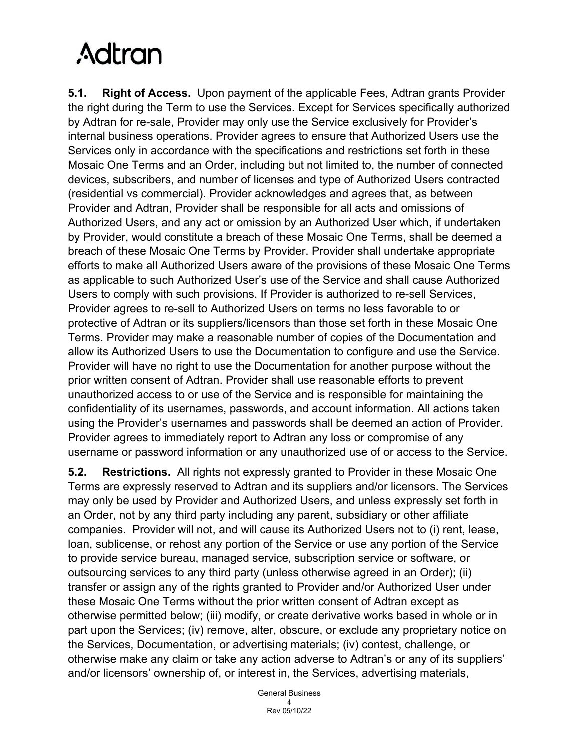**5.1. Right of Access.** Upon payment of the applicable Fees, Adtran grants Provider the right during the Term to use the Services. Except for Services specifically authorized by Adtran for re-sale, Provider may only use the Service exclusively for Provider's internal business operations. Provider agrees to ensure that Authorized Users use the Services only in accordance with the specifications and restrictions set forth in these Mosaic One Terms and an Order, including but not limited to, the number of connected devices, subscribers, and number of licenses and type of Authorized Users contracted (residential vs commercial). Provider acknowledges and agrees that, as between Provider and Adtran, Provider shall be responsible for all acts and omissions of Authorized Users, and any act or omission by an Authorized User which, if undertaken by Provider, would constitute a breach of these Mosaic One Terms, shall be deemed a breach of these Mosaic One Terms by Provider. Provider shall undertake appropriate efforts to make all Authorized Users aware of the provisions of these Mosaic One Terms as applicable to such Authorized User's use of the Service and shall cause Authorized Users to comply with such provisions. If Provider is authorized to re-sell Services, Provider agrees to re-sell to Authorized Users on terms no less favorable to or protective of Adtran or its suppliers/licensors than those set forth in these Mosaic One Terms. Provider may make a reasonable number of copies of the Documentation and allow its Authorized Users to use the Documentation to configure and use the Service. Provider will have no right to use the Documentation for another purpose without the prior written consent of Adtran. Provider shall use reasonable efforts to prevent unauthorized access to or use of the Service and is responsible for maintaining the confidentiality of its usernames, passwords, and account information. All actions taken using the Provider's usernames and passwords shall be deemed an action of Provider. Provider agrees to immediately report to Adtran any loss or compromise of any username or password information or any unauthorized use of or access to the Service.

**5.2. Restrictions.** All rights not expressly granted to Provider in these Mosaic One Terms are expressly reserved to Adtran and its suppliers and/or licensors. The Services may only be used by Provider and Authorized Users, and unless expressly set forth in an Order, not by any third party including any parent, subsidiary or other affiliate companies. Provider will not, and will cause its Authorized Users not to (i) rent, lease, loan, sublicense, or rehost any portion of the Service or use any portion of the Service to provide service bureau, managed service, subscription service or software, or outsourcing services to any third party (unless otherwise agreed in an Order); (ii) transfer or assign any of the rights granted to Provider and/or Authorized User under these Mosaic One Terms without the prior written consent of Adtran except as otherwise permitted below; (iii) modify, or create derivative works based in whole or in part upon the Services; (iv) remove, alter, obscure, or exclude any proprietary notice on the Services, Documentation, or advertising materials; (iv) contest, challenge, or otherwise make any claim or take any action adverse to Adtran's or any of its suppliers' and/or licensors' ownership of, or interest in, the Services, advertising materials,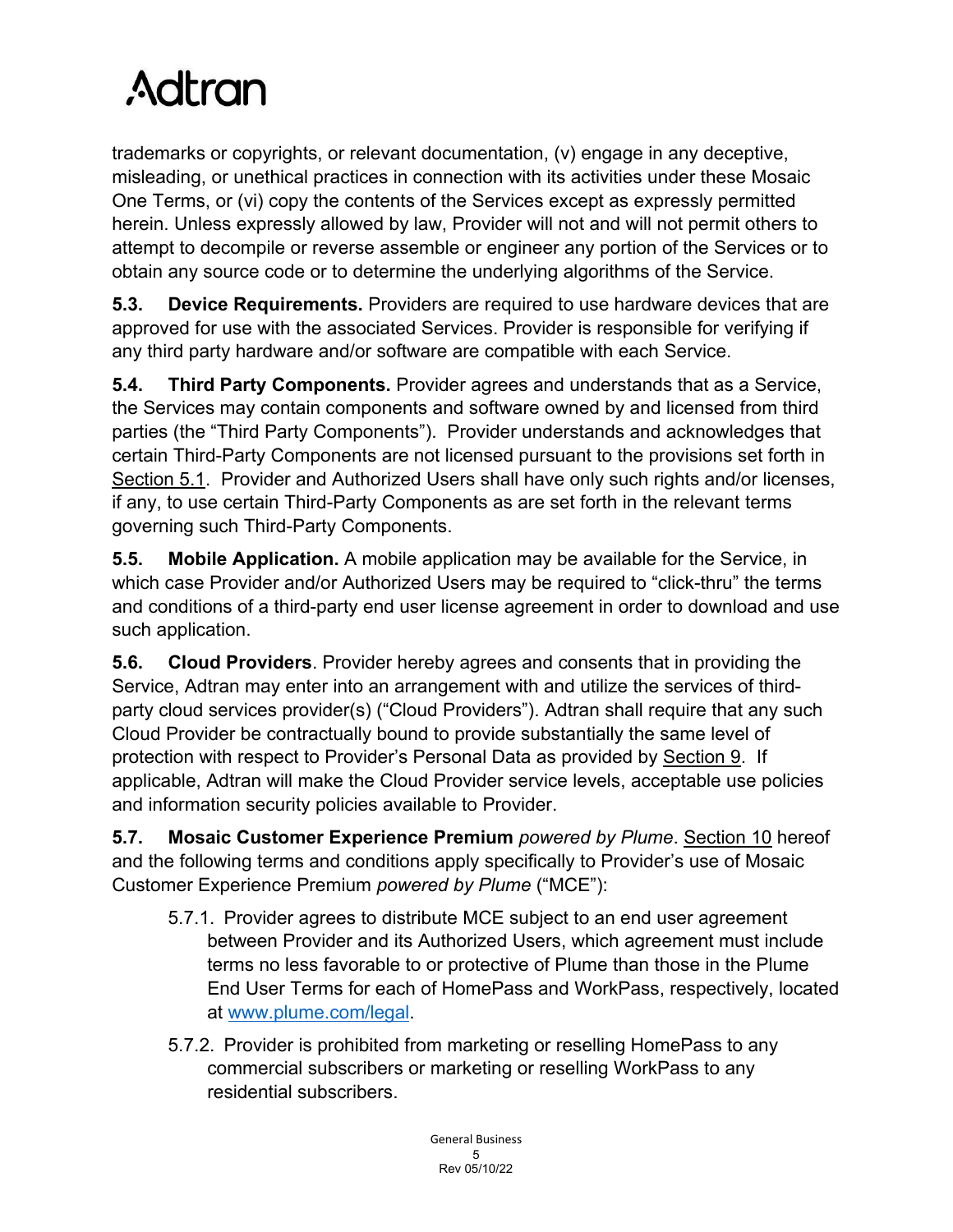trademarks or copyrights, or relevant documentation, (v) engage in any deceptive, misleading, or unethical practices in connection with its activities under these Mosaic One Terms, or (vi) copy the contents of the Services except as expressly permitted herein. Unless expressly allowed by law, Provider will not and will not permit others to attempt to decompile or reverse assemble or engineer any portion of the Services or to obtain any source code or to determine the underlying algorithms of the Service.

**5.3. Device Requirements.** Providers are required to use hardware devices that are approved for use with the associated Services. Provider is responsible for verifying if any third party hardware and/or software are compatible with each Service.

**5.4. Third Party Components.** Provider agrees and understands that as a Service, the Services may contain components and software owned by and licensed from third parties (the "Third Party Components"). Provider understands and acknowledges that certain Third-Party Components are not licensed pursuant to the provisions set forth in Section 5.1. Provider and Authorized Users shall have only such rights and/or licenses, if any, to use certain Third-Party Components as are set forth in the relevant terms governing such Third-Party Components.

**5.5. Mobile Application.** A mobile application may be available for the Service, in which case Provider and/or Authorized Users may be required to "click-thru" the terms and conditions of a third-party end user license agreement in order to download and use such application.

**5.6. Cloud Providers**. Provider hereby agrees and consents that in providing the Service, Adtran may enter into an arrangement with and utilize the services of third-party cloud services provider(s) ("Cloud Providers"). Adtran shall require that any such Cloud Provider be contractually bound to provide substantially the same level of protection with respect to Provider's Personal Data as provided by Section 9. If applicable, Adtran will make the Cloud Provider service levels, acceptable use policies and information security policies available to Provider.

**5.7. Mosaic Customer Experience Premium** *powered by Plume*. Section 10 hereof and the following terms and conditions apply specifically to Provider's use of Mosaic Customer Experience Premium *powered by Plume* ("MCE"):

5.7.1. Provider agrees to distribute MCE subject to an end user agreement between Provider and its Authorized Users, which agreement must include terms no less favorable to or protective of Plume than those in the Plume End User Terms for each of HomePass and WorkPass, respectively, located at [www.plume.com/legal](www.plume.com/legal).

5.7.2. Provider is prohibited from marketing or reselling HomePass to any commercial subscribers or marketing or reselling WorkPass to any residential subscribers.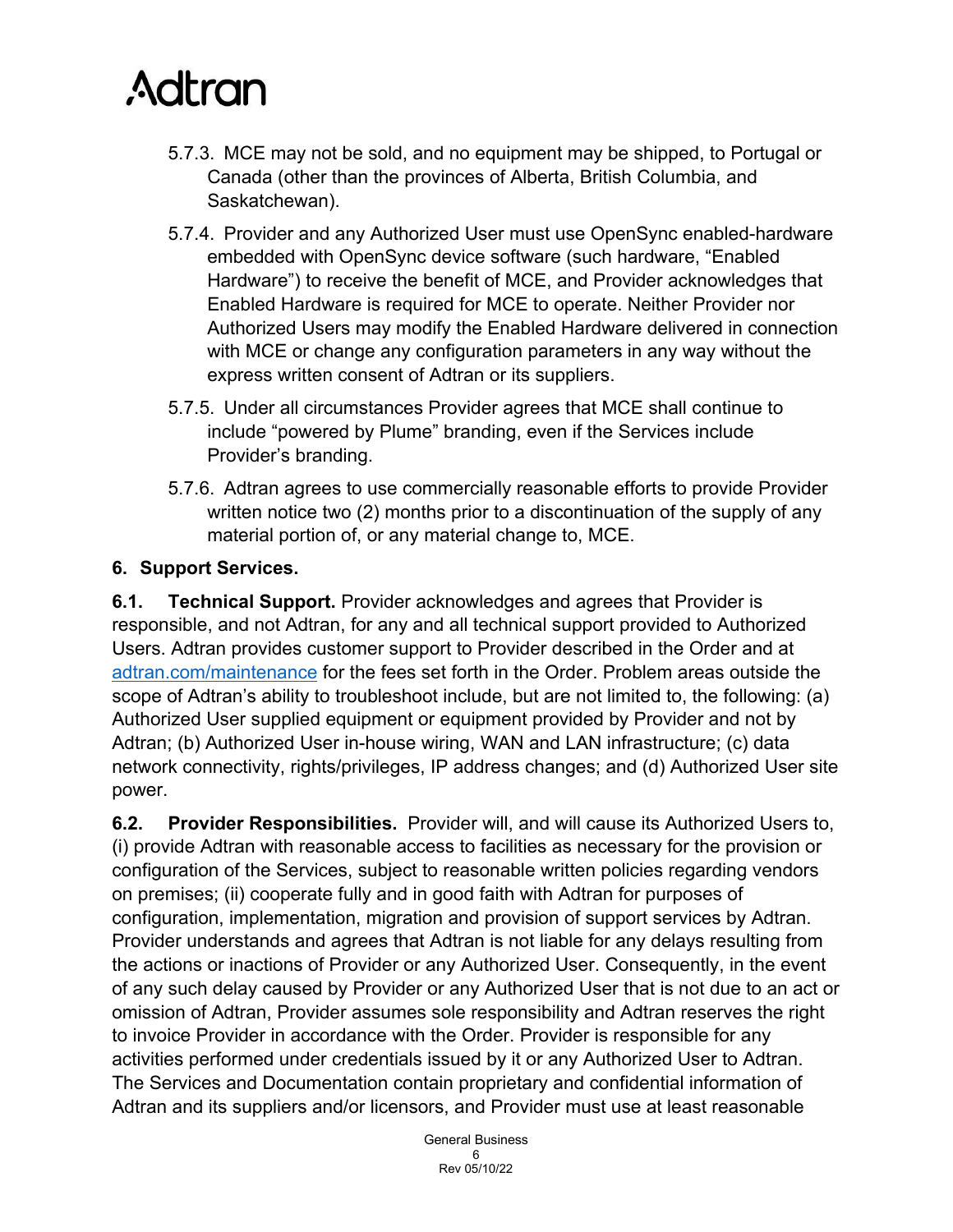5.7.3. MCE may not be sold, and no equipment may be shipped, to Portugal or Canada (other than the provinces of Alberta, British Columbia, and Saskatchewan).

5.7.4. Provider and any Authorized User must use OpenSync enabled-hardware embedded with OpenSync device software (such hardware, "Enabled Hardware") to receive the benefit of MCE, and Provider acknowledges that Enabled Hardware is required for MCE to operate. Neither Provider nor Authorized Users may modify the Enabled Hardware delivered in connection with MCE or change any configuration parameters in any way without the express written consent of Adtran or its suppliers.

5.7.5. Under all circumstances Provider agrees that MCE shall continue to include "powered by Plume" branding, even if the Services include Provider's branding.

5.7.6. Adtran agrees to use commercially reasonable efforts to provide Provider written notice two (2) months prior to a discontinuation of the supply of any material portion of, or any material change to, MCE.

**6. Support Services.**

**6.1. Technical Support.** Provider acknowledges and agrees that Provider is responsible, and not Adtran, for any and all technical support provided to Authorized Users. Adtran provides customer support to Provider described in the Order and at [adtran.com/maintenance](adtran.com/maintenance) for the fees set forth in the Order. Problem areas outside the scope of Adtran's ability to troubleshoot include, but are not limited to, the following: (a) Authorized User supplied equipment or equipment provided by Provider and not by Adtran; (b) Authorized User in-house wiring, WAN and LAN infrastructure; (c) data network connectivity, rights/privileges, IP address changes; and (d) Authorized User site power.

**6.2. Provider Responsibilities.** Provider will, and will cause its Authorized Users to, (i) provide Adtran with reasonable access to facilities as necessary for the provision or configuration of the Services, subject to reasonable written policies regarding vendors on premises; (ii) cooperate fully and in good faith with Adtran for purposes of configuration, implementation, migration and provision of support services by Adtran. Provider understands and agrees that Adtran is not liable for any delays resulting from the actions or inactions of Provider or any Authorized User. Consequently, in the event of any such delay caused by Provider or any Authorized User that is not due to an act or omission of Adtran, Provider assumes sole responsibility and Adtran reserves the right to invoice Provider in accordance with the Order. Provider is responsible for any activities performed under credentials issued by it or any Authorized User to Adtran. The Services and Documentation contain proprietary and confidential information of Adtran and its suppliers and/or licensors, and Provider must use at least reasonable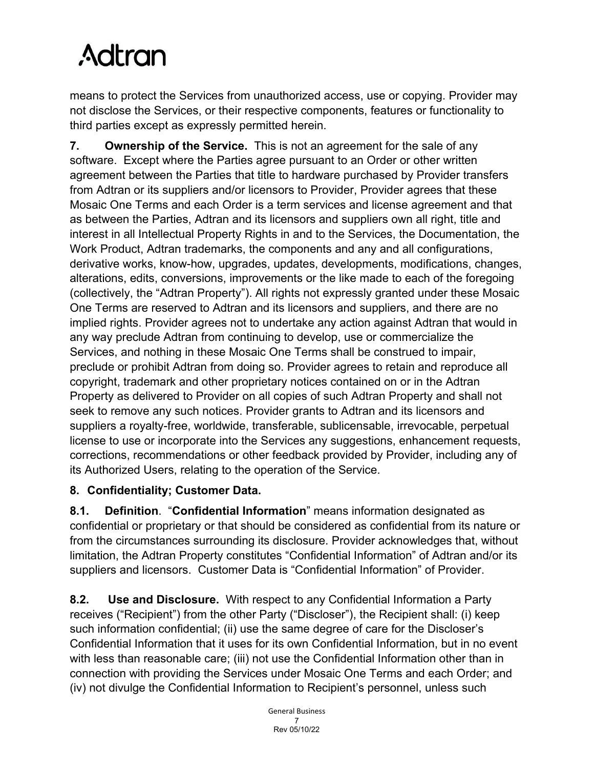means to protect the Services from unauthorized access, use or copying. Provider may not disclose the Services, or their respective components, features or functionality to third parties except as expressly permitted herein.

**7. Ownership of the Service.** This is not an agreement for the sale of any software. Except where the Parties agree pursuant to an Order or other written agreement between the Parties that title to hardware purchased by Provider transfers from Adtran or its suppliers and/or licensors to Provider, Provider agrees that these Mosaic One Terms and each Order is a term services and license agreement and that as between the Parties, Adtran and its licensors and suppliers own all right, title and interest in all Intellectual Property Rights in and to the Services, the Documentation, the Work Product, Adtran trademarks, the components and any and all configurations, derivative works, know-how, upgrades, updates, developments, modifications, changes, alterations, edits, conversions, improvements or the like made to each of the foregoing (collectively, the “Adtran Property”). All rights not expressly granted under these Mosaic One Terms are reserved to Adtran and its licensors and suppliers, and there are no implied rights. Provider agrees not to undertake any action against Adtran that would in any way preclude Adtran from continuing to develop, use or commercialize the Services, and nothing in these Mosaic One Terms shall be construed to impair, preclude or prohibit Adtran from doing so. Provider agrees to retain and reproduce all copyright, trademark and other proprietary notices contained on or in the Adtran Property as delivered to Provider on all copies of such Adtran Property and shall not seek to remove any such notices. Provider grants to Adtran and its licensors and suppliers a royalty-free, worldwide, transferable, sublicensable, irrevocable, perpetual license to use or incorporate into the Services any suggestions, enhancement requests, corrections, recommendations or other feedback provided by Provider, including any of its Authorized Users, relating to the operation of the Service.

**8. Confidentiality; Customer Data.**

**8.1. Definition**. “**Confidential Information**” means information designated as confidential or proprietary or that should be considered as confidential from its nature or from the circumstances surrounding its disclosure. Provider acknowledges that, without limitation, the Adtran Property constitutes “Confidential Information” of Adtran and/or its suppliers and licensors. Customer Data is “Confidential Information” of Provider.

**8.2. Use and Disclosure.** With respect to any Confidential Information a Party receives (“Recipient”) from the other Party (“Discloser”), the Recipient shall: (i) keep such information confidential; (ii) use the same degree of care for the Discloser’s Confidential Information that it uses for its own Confidential Information, but in no event with less than reasonable care; (iii) not use the Confidential Information other than in connection with providing the Services under Mosaic One Terms and each Order; and (iv) not divulge the Confidential Information to Recipient’s personnel, unless such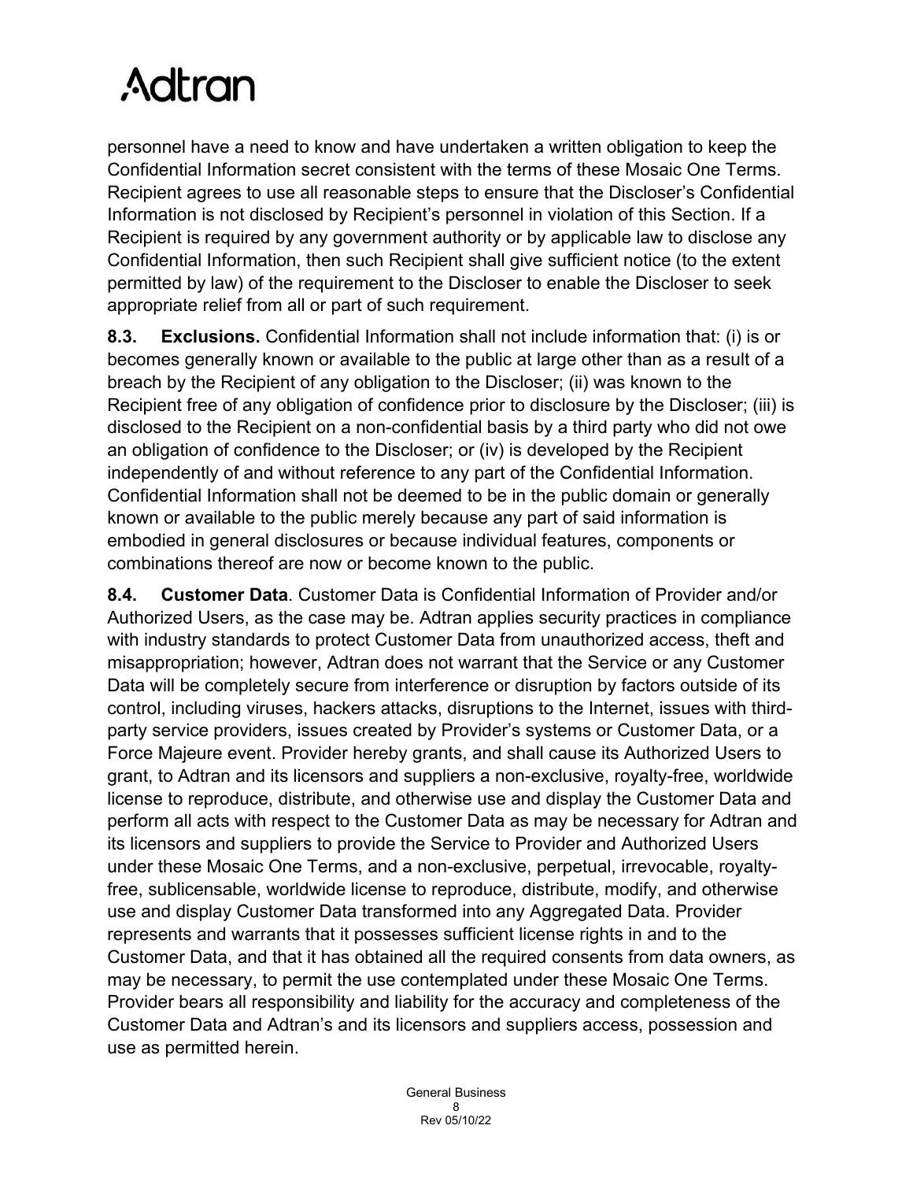personnel have a need to know and have undertaken a written obligation to keep the Confidential Information secret consistent with the terms of these Mosaic One Terms. Recipient agrees to use all reasonable steps to ensure that the Discloser's Confidential Information is not disclosed by Recipient's personnel in violation of this Section. If a Recipient is required by any government authority or by applicable law to disclose any Confidential Information, then such Recipient shall give sufficient notice (to the extent permitted by law) of the requirement to the Discloser to enable the Discloser to seek appropriate relief from all or part of such requirement.

**8.3. Exclusions.** Confidential Information shall not include information that: (i) is or becomes generally known or available to the public at large other than as a result of a breach by the Recipient of any obligation to the Discloser; (ii) was known to the Recipient free of any obligation of confidence prior to disclosure by the Discloser; (iii) is disclosed to the Recipient on a non-confidential basis by a third party who did not owe an obligation of confidence to the Discloser; or (iv) is developed by the Recipient independently of and without reference to any part of the Confidential Information. Confidential Information shall not be deemed to be in the public domain or generally known or available to the public merely because any part of said information is embodied in general disclosures or because individual features, components or combinations thereof are now or become known to the public.

**8.4. Customer Data**. Customer Data is Confidential Information of Provider and/or Authorized Users, as the case may be. Adtran applies security practices in compliance with industry standards to protect Customer Data from unauthorized access, theft and misappropriation; however, Adtran does not warrant that the Service or any Customer Data will be completely secure from interference or disruption by factors outside of its control, including viruses, hackers attacks, disruptions to the Internet, issues with third-party service providers, issues created by Provider's systems or Customer Data, or a Force Majeure event. Provider hereby grants, and shall cause its Authorized Users to grant, to Adtran and its licensors and suppliers a non-exclusive, royalty-free, worldwide license to reproduce, distribute, and otherwise use and display the Customer Data and perform all acts with respect to the Customer Data as may be necessary for Adtran and its licensors and suppliers to provide the Service to Provider and Authorized Users under these Mosaic One Terms, and a non-exclusive, perpetual, irrevocable, royalty-free, sublicensable, worldwide license to reproduce, distribute, modify, and otherwise use and display Customer Data transformed into any Aggregated Data. Provider represents and warrants that it possesses sufficient license rights in and to the Customer Data, and that it has obtained all the required consents from data owners, as may be necessary, to permit the use contemplated under these Mosaic One Terms. Provider bears all responsibility and liability for the accuracy and completeness of the Customer Data and Adtran's and its licensors and suppliers access, possession and use as permitted herein.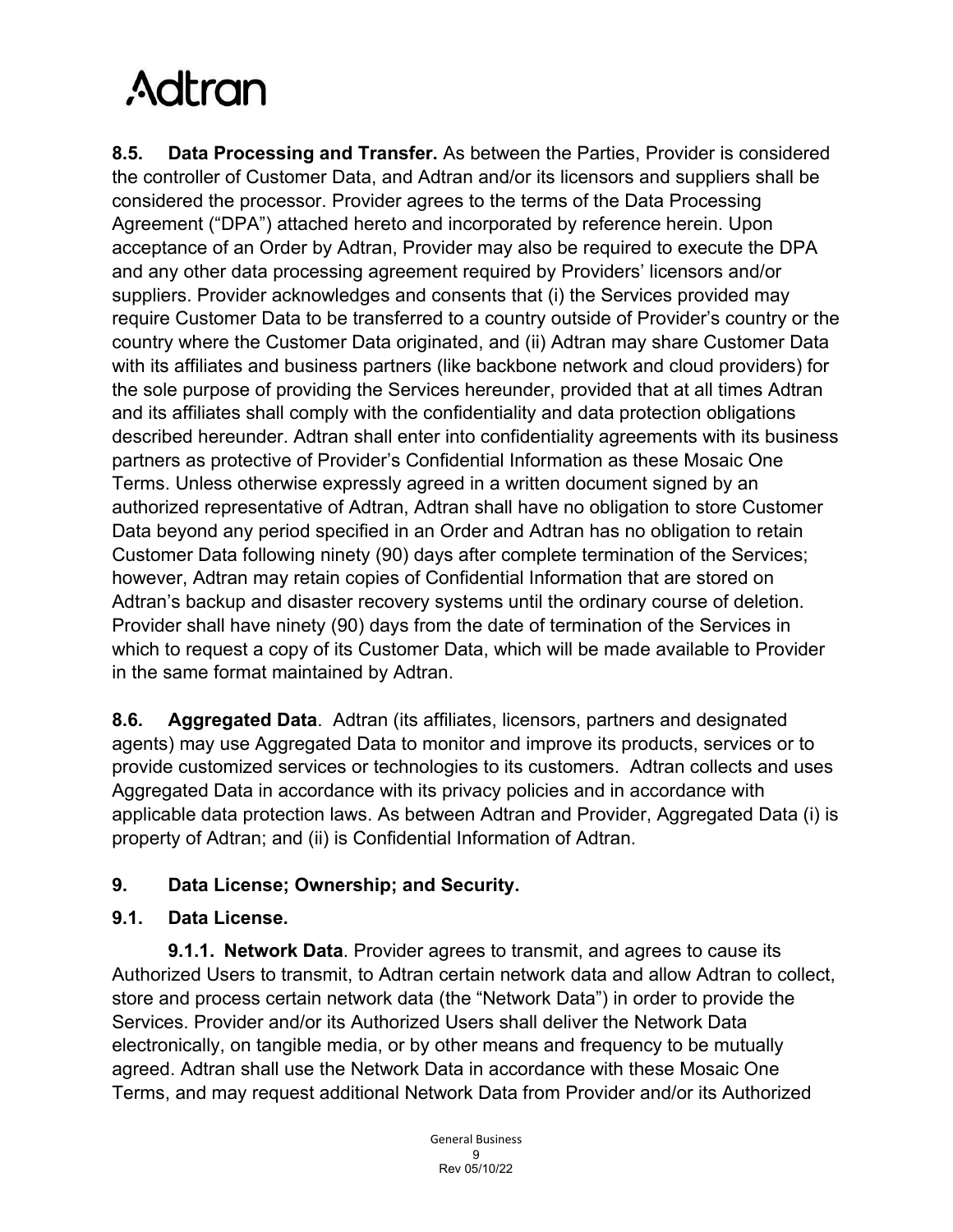**8.5. Data Processing and Transfer.** As between the Parties, Provider is considered the controller of Customer Data, and Adtran and/or its licensors and suppliers shall be considered the processor. Provider agrees to the terms of the Data Processing Agreement ("DPA") attached hereto and incorporated by reference herein. Upon acceptance of an Order by Adtran, Provider may also be required to execute the DPA and any other data processing agreement required by Providers' licensors and/or suppliers. Provider acknowledges and consents that (i) the Services provided may require Customer Data to be transferred to a country outside of Provider's country or the country where the Customer Data originated, and (ii) Adtran may share Customer Data with its affiliates and business partners (like backbone network and cloud providers) for the sole purpose of providing the Services hereunder, provided that at all times Adtran and its affiliates shall comply with the confidentiality and data protection obligations described hereunder. Adtran shall enter into confidentiality agreements with its business partners as protective of Provider's Confidential Information as these Mosaic One Terms. Unless otherwise expressly agreed in a written document signed by an authorized representative of Adtran, Adtran shall have no obligation to store Customer Data beyond any period specified in an Order and Adtran has no obligation to retain Customer Data following ninety (90) days after complete termination of the Services; however, Adtran may retain copies of Confidential Information that are stored on Adtran's backup and disaster recovery systems until the ordinary course of deletion. Provider shall have ninety (90) days from the date of termination of the Services in which to request a copy of its Customer Data, which will be made available to Provider in the same format maintained by Adtran.

**8.6. Aggregated Data**. Adtran (its affiliates, licensors, partners and designated agents) may use Aggregated Data to monitor and improve its products, services or to provide customized services or technologies to its customers. Adtran collects and uses Aggregated Data in accordance with its privacy policies and in accordance with applicable data protection laws. As between Adtran and Provider, Aggregated Data (i) is property of Adtran; and (ii) is Confidential Information of Adtran.

## 9. Data License; Ownership; and Security.

### 9.1. Data License.

**9.1.1. Network Data**. Provider agrees to transmit, and agrees to cause its Authorized Users to transmit, to Adtran certain network data and allow Adtran to collect, store and process certain network data (the "Network Data") in order to provide the Services. Provider and/or its Authorized Users shall deliver the Network Data electronically, on tangible media, or by other means and frequency to be mutually agreed. Adtran shall use the Network Data in accordance with these Mosaic One Terms, and may request additional Network Data from Provider and/or its Authorized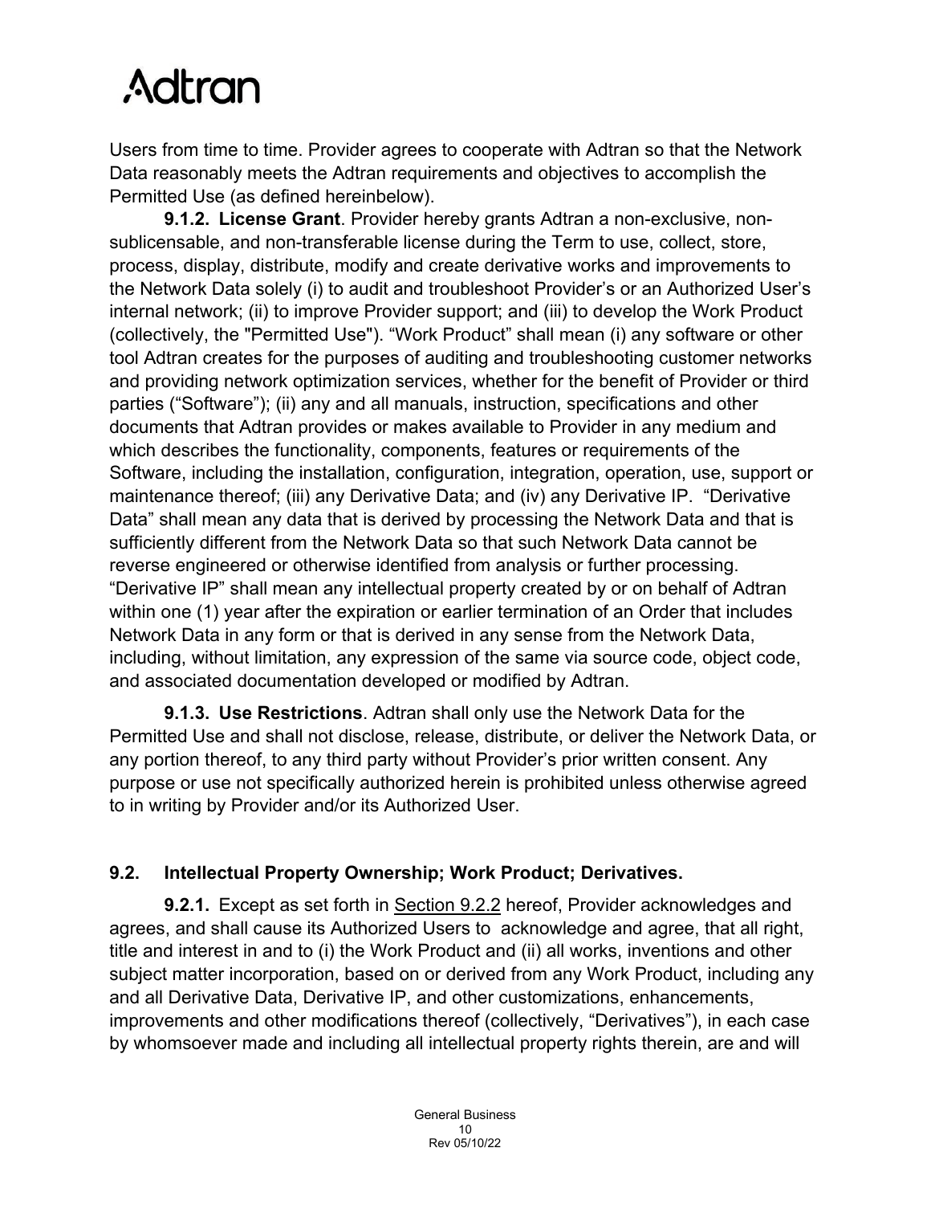Users from time to time. Provider agrees to cooperate with Adtran so that the Network Data reasonably meets the Adtran requirements and objectives to accomplish the Permitted Use (as defined hereinbelow).

**9.1.2. License Grant**. Provider hereby grants Adtran a non-exclusive, non-sublicensable, and non-transferable license during the Term to use, collect, store, process, display, distribute, modify and create derivative works and improvements to the Network Data solely (i) to audit and troubleshoot Provider's or an Authorized User's internal network; (ii) to improve Provider support; and (iii) to develop the Work Product (collectively, the "Permitted Use"). "Work Product" shall mean (i) any software or other tool Adtran creates for the purposes of auditing and troubleshooting customer networks and providing network optimization services, whether for the benefit of Provider or third parties ("Software"); (ii) any and all manuals, instruction, specifications and other documents that Adtran provides or makes available to Provider in any medium and which describes the functionality, components, features or requirements of the Software, including the installation, configuration, integration, operation, use, support or maintenance thereof; (iii) any Derivative Data; and (iv) any Derivative IP. "Derivative Data" shall mean any data that is derived by processing the Network Data and that is sufficiently different from the Network Data so that such Network Data cannot be reverse engineered or otherwise identified from analysis or further processing. "Derivative IP" shall mean any intellectual property created by or on behalf of Adtran within one (1) year after the expiration or earlier termination of an Order that includes Network Data in any form or that is derived in any sense from the Network Data, including, without limitation, any expression of the same via source code, object code, and associated documentation developed or modified by Adtran.

**9.1.3. Use Restrictions**. Adtran shall only use the Network Data for the Permitted Use and shall not disclose, release, distribute, or deliver the Network Data, or any portion thereof, to any third party without Provider's prior written consent. Any purpose or use not specifically authorized herein is prohibited unless otherwise agreed to in writing by Provider and/or its Authorized User.

**9.2. Intellectual Property Ownership; Work Product; Derivatives.**

**9.2.1.** Except as set forth in Section 9.2.2 hereof, Provider acknowledges and agrees, and shall cause its Authorized Users to acknowledge and agree, that all right, title and interest in and to (i) the Work Product and (ii) all works, inventions and other subject matter incorporation, based on or derived from any Work Product, including any and all Derivative Data, Derivative IP, and other customizations, enhancements, improvements and other modifications thereof (collectively, "Derivatives"), in each case by whomsoever made and including all intellectual property rights therein, are and will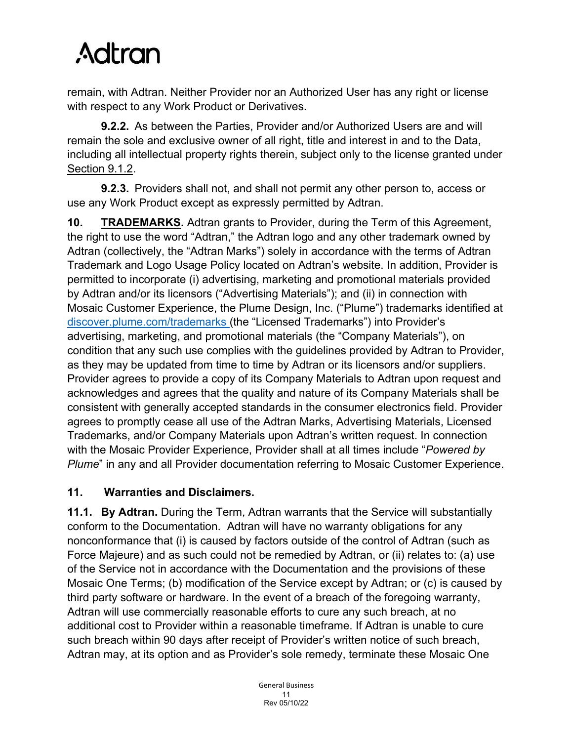remain, with Adtran. Neither Provider nor an Authorized User has any right or license with respect to any Work Product or Derivatives.

**9.2.2.** As between the Parties, Provider and/or Authorized Users are and will remain the sole and exclusive owner of all right, title and interest in and to the Data, including all intellectual property rights therein, subject only to the license granted under Section 9.1.2.

**9.2.3.** Providers shall not, and shall not permit any other person to, access or use any Work Product except as expressly permitted by Adtran.

**10. TRADEMARKS.** Adtran grants to Provider, during the Term of this Agreement, the right to use the word "Adtran," the Adtran logo and any other trademark owned by Adtran (collectively, the "Adtran Marks") solely in accordance with the terms of Adtran Trademark and Logo Usage Policy located on Adtran's website. In addition, Provider is permitted to incorporate (i) advertising, marketing and promotional materials provided by Adtran and/or its licensors ("Advertising Materials"); and (ii) in connection with Mosaic Customer Experience, the Plume Design, Inc. ("Plume") trademarks identified at discover.plume.com/trademarks (the "Licensed Trademarks") into Provider's advertising, marketing, and promotional materials (the "Company Materials"), on condition that any such use complies with the guidelines provided by Adtran to Provider, as they may be updated from time to time by Adtran or its licensors and/or suppliers. Provider agrees to provide a copy of its Company Materials to Adtran upon request and acknowledges and agrees that the quality and nature of its Company Materials shall be consistent with generally accepted standards in the consumer electronics field. Provider agrees to promptly cease all use of the Adtran Marks, Advertising Materials, Licensed Trademarks, and/or Company Materials upon Adtran's written request. In connection with the Mosaic Provider Experience, Provider shall at all times include "*Powered by Plume*" in any and all Provider documentation referring to Mosaic Customer Experience.

## 11. Warranties and Disclaimers.

**11.1. By Adtran.** During the Term, Adtran warrants that the Service will substantially conform to the Documentation. Adtran will have no warranty obligations for any nonconformance that (i) is caused by factors outside of the control of Adtran (such as Force Majeure) and as such could not be remedied by Adtran, or (ii) relates to: (a) use of the Service not in accordance with the Documentation and the provisions of these Mosaic One Terms; (b) modification of the Service except by Adtran; or (c) is caused by third party software or hardware. In the event of a breach of the foregoing warranty, Adtran will use commercially reasonable efforts to cure any such breach, at no additional cost to Provider within a reasonable timeframe. If Adtran is unable to cure such breach within 90 days after receipt of Provider's written notice of such breach, Adtran may, at its option and as Provider's sole remedy, terminate these Mosaic One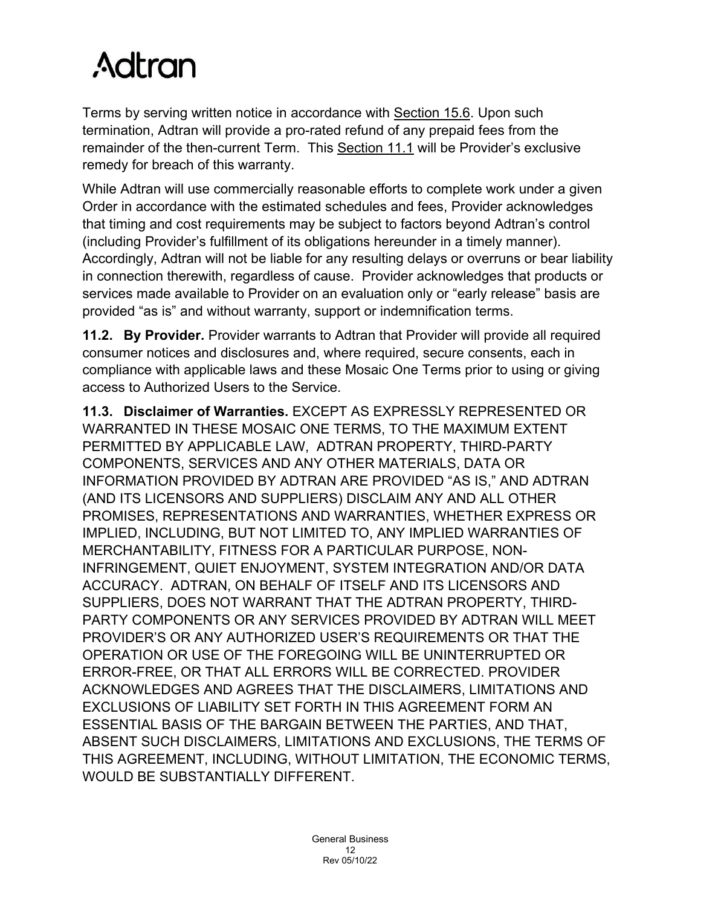Terms by serving written notice in accordance with Section 15.6. Upon such termination, Adtran will provide a pro-rated refund of any prepaid fees from the remainder of the then-current Term. This Section 11.1 will be Provider's exclusive remedy for breach of this warranty.

While Adtran will use commercially reasonable efforts to complete work under a given Order in accordance with the estimated schedules and fees, Provider acknowledges that timing and cost requirements may be subject to factors beyond Adtran's control (including Provider's fulfillment of its obligations hereunder in a timely manner). Accordingly, Adtran will not be liable for any resulting delays or overruns or bear liability in connection therewith, regardless of cause. Provider acknowledges that products or services made available to Provider on an evaluation only or "early release" basis are provided "as is" and without warranty, support or indemnification terms.

**11.2. By Provider.** Provider warrants to Adtran that Provider will provide all required consumer notices and disclosures and, where required, secure consents, each in compliance with applicable laws and these Mosaic One Terms prior to using or giving access to Authorized Users to the Service.

**11.3. Disclaimer of Warranties.** EXCEPT AS EXPRESSLY REPRESENTED OR WARRANTED IN THESE MOSAIC ONE TERMS, TO THE MAXIMUM EXTENT PERMITTED BY APPLICABLE LAW, ADTRAN PROPERTY, THIRD-PARTY COMPONENTS, SERVICES AND ANY OTHER MATERIALS, DATA OR INFORMATION PROVIDED BY ADTRAN ARE PROVIDED "AS IS," AND ADTRAN (AND ITS LICENSORS AND SUPPLIERS) DISCLAIM ANY AND ALL OTHER PROMISES, REPRESENTATIONS AND WARRANTIES, WHETHER EXPRESS OR IMPLIED, INCLUDING, BUT NOT LIMITED TO, ANY IMPLIED WARRANTIES OF MERCHANTABILITY, FITNESS FOR A PARTICULAR PURPOSE, NON-INFRINGEMENT, QUIET ENJOYMENT, SYSTEM INTEGRATION AND/OR DATA ACCURACY. ADTRAN, ON BEHALF OF ITSELF AND ITS LICENSORS AND SUPPLIERS, DOES NOT WARRANT THAT THE ADTRAN PROPERTY, THIRD-PARTY COMPONENTS OR ANY SERVICES PROVIDED BY ADTRAN WILL MEET PROVIDER'S OR ANY AUTHORIZED USER'S REQUIREMENTS OR THAT THE OPERATION OR USE OF THE FOREGOING WILL BE UNINTERRUPTED OR ERROR-FREE, OR THAT ALL ERRORS WILL BE CORRECTED. PROVIDER ACKNOWLEDGES AND AGREES THAT THE DISCLAIMERS, LIMITATIONS AND EXCLUSIONS OF LIABILITY SET FORTH IN THIS AGREEMENT FORM AN ESSENTIAL BASIS OF THE BARGAIN BETWEEN THE PARTIES, AND THAT, ABSENT SUCH DISCLAIMERS, LIMITATIONS AND EXCLUSIONS, THE TERMS OF THIS AGREEMENT, INCLUDING, WITHOUT LIMITATION, THE ECONOMIC TERMS, WOULD BE SUBSTANTIALLY DIFFERENT.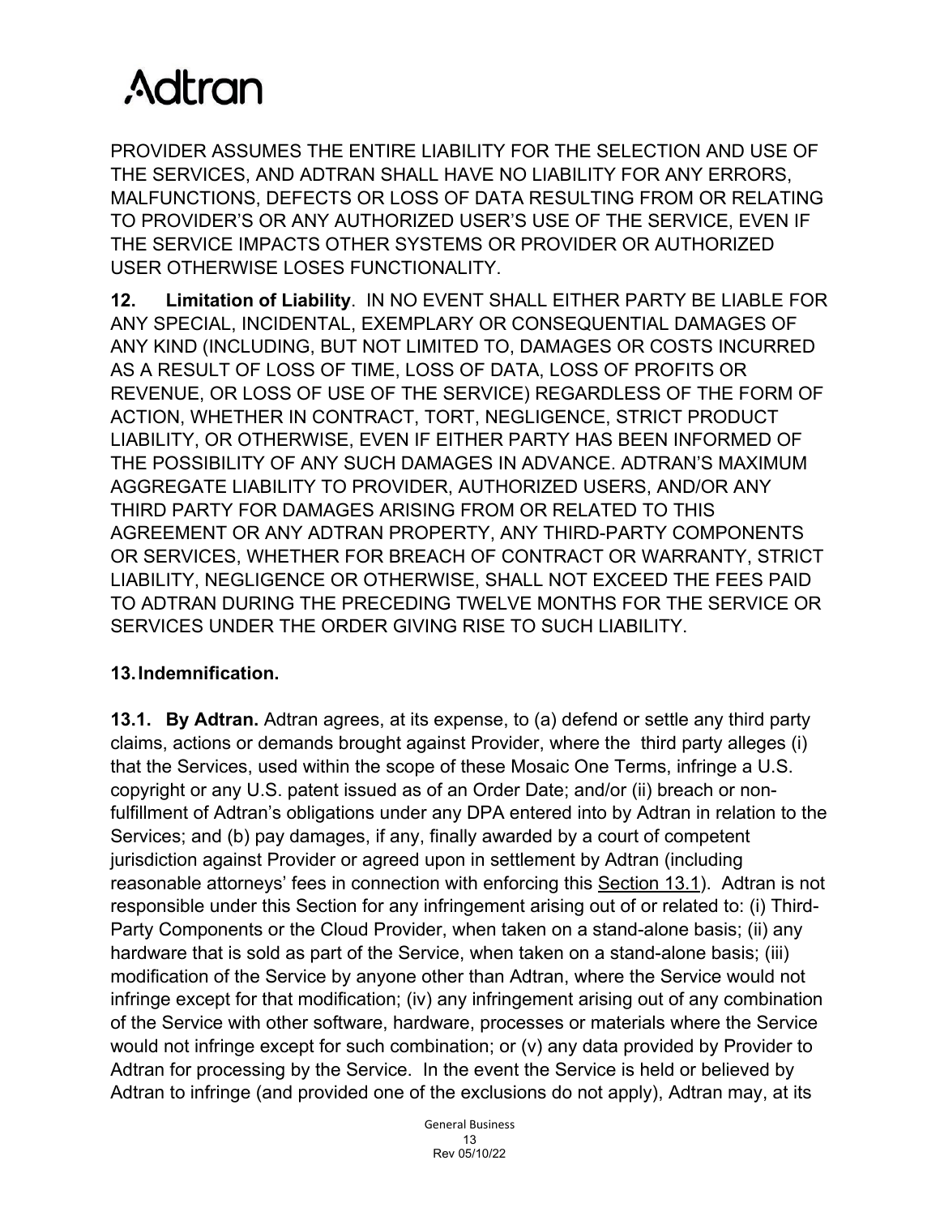PROVIDER ASSUMES THE ENTIRE LIABILITY FOR THE SELECTION AND USE OF THE SERVICES, AND ADTRAN SHALL HAVE NO LIABILITY FOR ANY ERRORS, MALFUNCTIONS, DEFECTS OR LOSS OF DATA RESULTING FROM OR RELATING TO PROVIDER'S OR ANY AUTHORIZED USER'S USE OF THE SERVICE, EVEN IF THE SERVICE IMPACTS OTHER SYSTEMS OR PROVIDER OR AUTHORIZED USER OTHERWISE LOSES FUNCTIONALITY.

**12. Limitation of Liability**. IN NO EVENT SHALL EITHER PARTY BE LIABLE FOR ANY SPECIAL, INCIDENTAL, EXEMPLARY OR CONSEQUENTIAL DAMAGES OF ANY KIND (INCLUDING, BUT NOT LIMITED TO, DAMAGES OR COSTS INCURRED AS A RESULT OF LOSS OF TIME, LOSS OF DATA, LOSS OF PROFITS OR REVENUE, OR LOSS OF USE OF THE SERVICE) REGARDLESS OF THE FORM OF ACTION, WHETHER IN CONTRACT, TORT, NEGLIGENCE, STRICT PRODUCT LIABILITY, OR OTHERWISE, EVEN IF EITHER PARTY HAS BEEN INFORMED OF THE POSSIBILITY OF ANY SUCH DAMAGES IN ADVANCE. ADTRAN'S MAXIMUM AGGREGATE LIABILITY TO PROVIDER, AUTHORIZED USERS, AND/OR ANY THIRD PARTY FOR DAMAGES ARISING FROM OR RELATED TO THIS AGREEMENT OR ANY ADTRAN PROPERTY, ANY THIRD-PARTY COMPONENTS OR SERVICES, WHETHER FOR BREACH OF CONTRACT OR WARRANTY, STRICT LIABILITY, NEGLIGENCE OR OTHERWISE, SHALL NOT EXCEED THE FEES PAID TO ADTRAN DURING THE PRECEDING TWELVE MONTHS FOR THE SERVICE OR SERVICES UNDER THE ORDER GIVING RISE TO SUCH LIABILITY.

**13. Indemnification.**

**13.1. By Adtran.** Adtran agrees, at its expense, to (a) defend or settle any third party claims, actions or demands brought against Provider, where the third party alleges (i) that the Services, used within the scope of these Mosaic One Terms, infringe a U.S. copyright or any U.S. patent issued as of an Order Date; and/or (ii) breach or non-fulfillment of Adtran's obligations under any DPA entered into by Adtran in relation to the Services; and (b) pay damages, if any, finally awarded by a court of competent jurisdiction against Provider or agreed upon in settlement by Adtran (including reasonable attorneys' fees in connection with enforcing this Section 13.1). Adtran is not responsible under this Section for any infringement arising out of or related to: (i) Third-Party Components or the Cloud Provider, when taken on a stand-alone basis; (ii) any hardware that is sold as part of the Service, when taken on a stand-alone basis; (iii) modification of the Service by anyone other than Adtran, where the Service would not infringe except for that modification; (iv) any infringement arising out of any combination of the Service with other software, hardware, processes or materials where the Service would not infringe except for such combination; or (v) any data provided by Provider to Adtran for processing by the Service. In the event the Service is held or believed by Adtran to infringe (and provided one of the exclusions do not apply), Adtran may, at its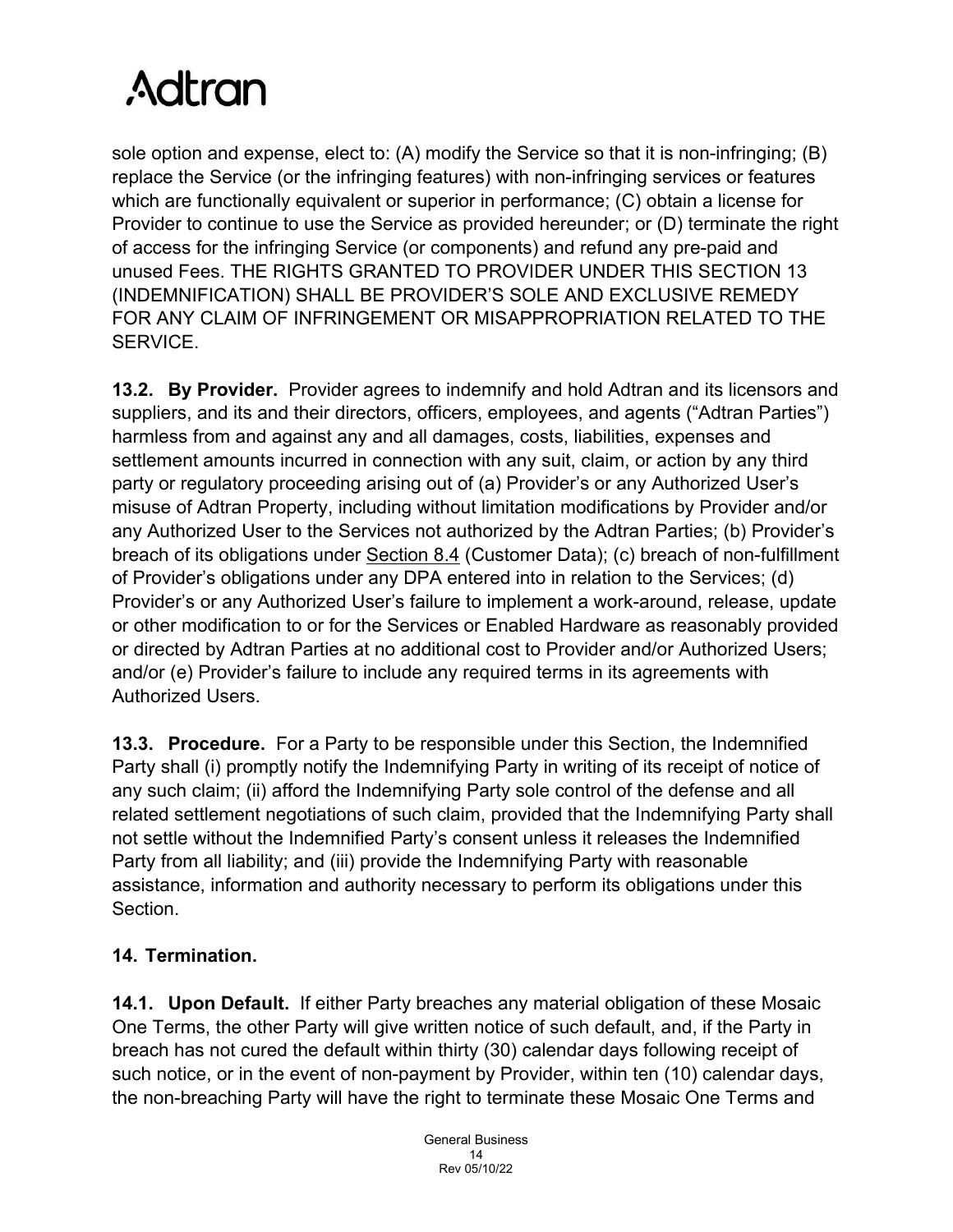sole option and expense, elect to: (A) modify the Service so that it is non-infringing; (B) replace the Service (or the infringing features) with non-infringing services or features which are functionally equivalent or superior in performance; (C) obtain a license for Provider to continue to use the Service as provided hereunder; or (D) terminate the right of access for the infringing Service (or components) and refund any pre-paid and unused Fees. THE RIGHTS GRANTED TO PROVIDER UNDER THIS SECTION 13 (INDEMNIFICATION) SHALL BE PROVIDER'S SOLE AND EXCLUSIVE REMEDY FOR ANY CLAIM OF INFRINGEMENT OR MISAPPROPRIATION RELATED TO THE SERVICE.

**13.2. By Provider.** Provider agrees to indemnify and hold Adtran and its licensors and suppliers, and its and their directors, officers, employees, and agents ("Adtran Parties") harmless from and against any and all damages, costs, liabilities, expenses and settlement amounts incurred in connection with any suit, claim, or action by any third party or regulatory proceeding arising out of (a) Provider's or any Authorized User's misuse of Adtran Property, including without limitation modifications by Provider and/or any Authorized User to the Services not authorized by the Adtran Parties; (b) Provider's breach of its obligations under Section 8.4 (Customer Data); (c) breach of non-fulfillment of Provider's obligations under any DPA entered into in relation to the Services; (d) Provider's or any Authorized User's failure to implement a work-around, release, update or other modification to or for the Services or Enabled Hardware as reasonably provided or directed by Adtran Parties at no additional cost to Provider and/or Authorized Users; and/or (e) Provider's failure to include any required terms in its agreements with Authorized Users.

**13.3. Procedure.** For a Party to be responsible under this Section, the Indemnified Party shall (i) promptly notify the Indemnifying Party in writing of its receipt of notice of any such claim; (ii) afford the Indemnifying Party sole control of the defense and all related settlement negotiations of such claim, provided that the Indemnifying Party shall not settle without the Indemnified Party's consent unless it releases the Indemnified Party from all liability; and (iii) provide the Indemnifying Party with reasonable assistance, information and authority necessary to perform its obligations under this Section.

## 14. Termination.

**14.1. Upon Default.** If either Party breaches any material obligation of these Mosaic One Terms, the other Party will give written notice of such default, and, if the Party in breach has not cured the default within thirty (30) calendar days following receipt of such notice, or in the event of non-payment by Provider, within ten (10) calendar days, the non-breaching Party will have the right to terminate these Mosaic One Terms and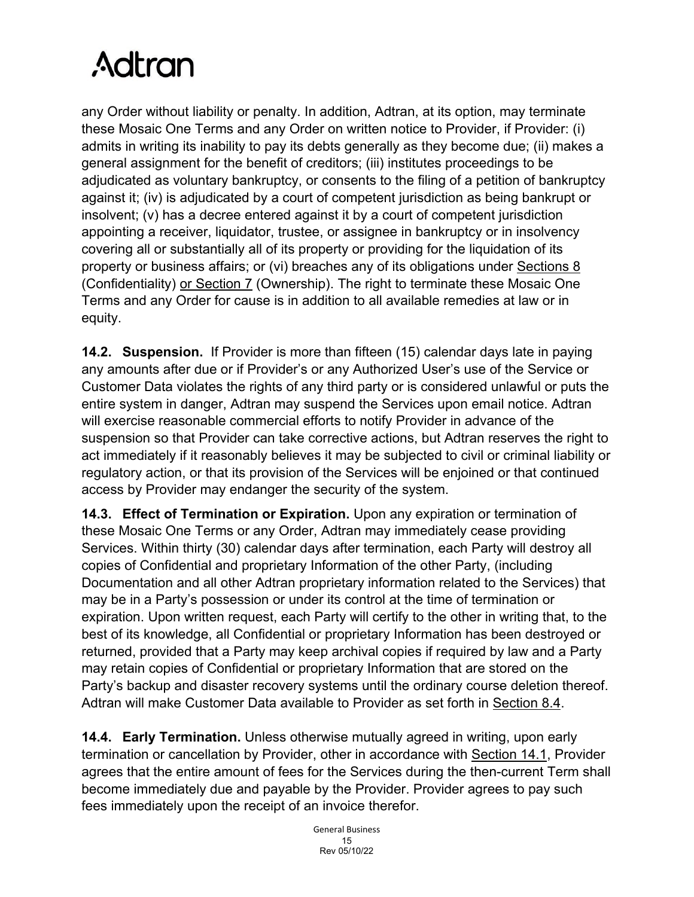any Order without liability or penalty. In addition, Adtran, at its option, may terminate these Mosaic One Terms and any Order on written notice to Provider, if Provider: (i) admits in writing its inability to pay its debts generally as they become due; (ii) makes a general assignment for the benefit of creditors; (iii) institutes proceedings to be adjudicated as voluntary bankruptcy, or consents to the filing of a petition of bankruptcy against it; (iv) is adjudicated by a court of competent jurisdiction as being bankrupt or insolvent; (v) has a decree entered against it by a court of competent jurisdiction appointing a receiver, liquidator, trustee, or assignee in bankruptcy or in insolvency covering all or substantially all of its property or providing for the liquidation of its property or business affairs; or (vi) breaches any of its obligations under Sections 8 (Confidentiality) or Section 7 (Ownership). The right to terminate these Mosaic One Terms and any Order for cause is in addition to all available remedies at law or in equity.

**14.2. Suspension.** If Provider is more than fifteen (15) calendar days late in paying any amounts after due or if Provider's or any Authorized User's use of the Service or Customer Data violates the rights of any third party or is considered unlawful or puts the entire system in danger, Adtran may suspend the Services upon email notice. Adtran will exercise reasonable commercial efforts to notify Provider in advance of the suspension so that Provider can take corrective actions, but Adtran reserves the right to act immediately if it reasonably believes it may be subjected to civil or criminal liability or regulatory action, or that its provision of the Services will be enjoined or that continued access by Provider may endanger the security of the system.

**14.3. Effect of Termination or Expiration.** Upon any expiration or termination of these Mosaic One Terms or any Order, Adtran may immediately cease providing Services. Within thirty (30) calendar days after termination, each Party will destroy all copies of Confidential and proprietary Information of the other Party, (including Documentation and all other Adtran proprietary information related to the Services) that may be in a Party's possession or under its control at the time of termination or expiration. Upon written request, each Party will certify to the other in writing that, to the best of its knowledge, all Confidential or proprietary Information has been destroyed or returned, provided that a Party may keep archival copies if required by law and a Party may retain copies of Confidential or proprietary Information that are stored on the Party's backup and disaster recovery systems until the ordinary course deletion thereof. Adtran will make Customer Data available to Provider as set forth in Section 8.4.

**14.4. Early Termination.** Unless otherwise mutually agreed in writing, upon early termination or cancellation by Provider, other in accordance with Section 14.1, Provider agrees that the entire amount of fees for the Services during the then-current Term shall become immediately due and payable by the Provider. Provider agrees to pay such fees immediately upon the receipt of an invoice therefor.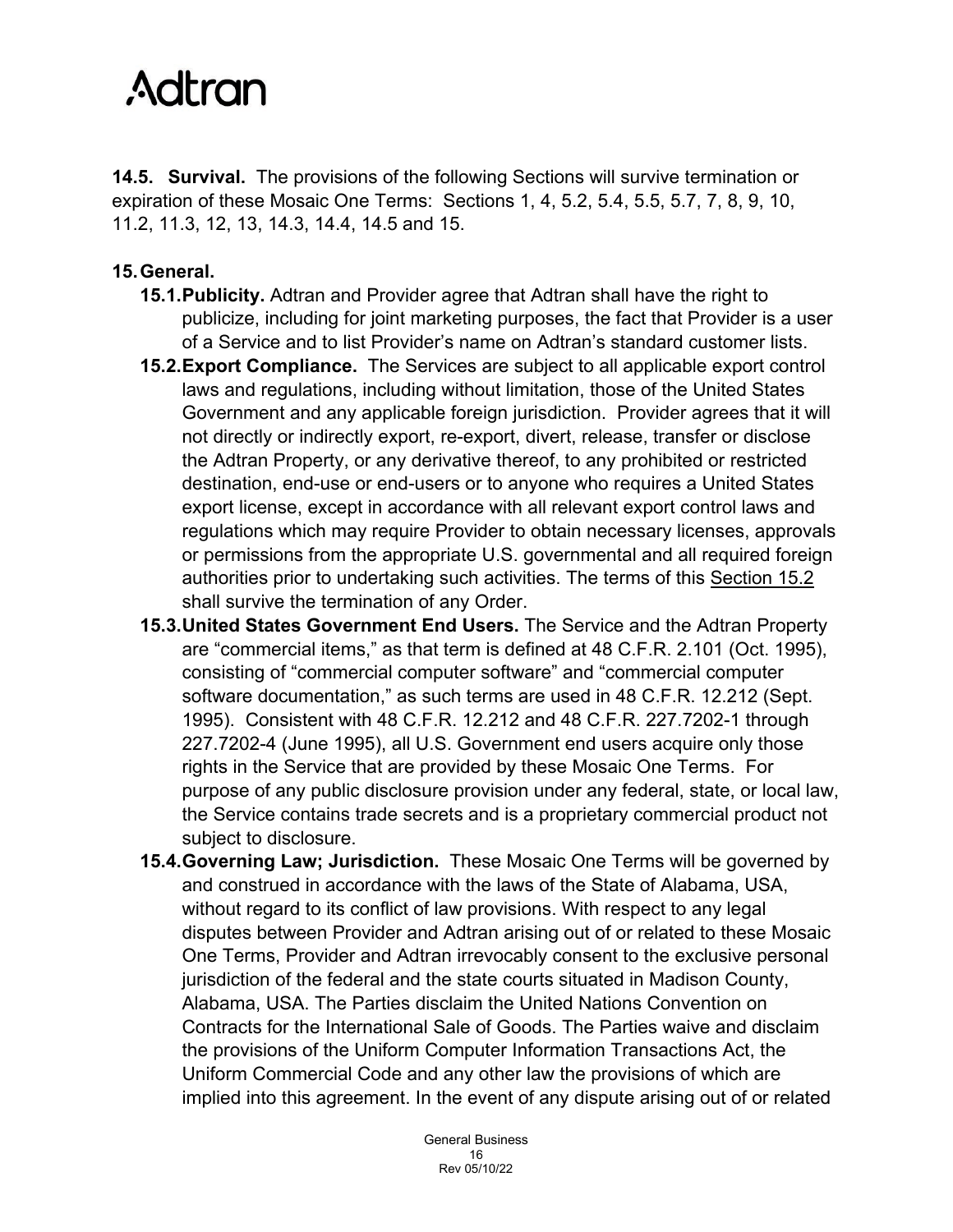**14.5. Survival.** The provisions of the following Sections will survive termination or expiration of these Mosaic One Terms: Sections 1, 4, 5.2, 5.4, 5.5, 5.7, 7, 8, 9, 10, 11.2, 11.3, 12, 13, 14.3, 14.4, 14.5 and 15.

**15. General.**

**15.1. Publicity.** Adtran and Provider agree that Adtran shall have the right to publicize, including for joint marketing purposes, the fact that Provider is a user of a Service and to list Provider's name on Adtran's standard customer lists.

**15.2. Export Compliance.** The Services are subject to all applicable export control laws and regulations, including without limitation, those of the United States Government and any applicable foreign jurisdiction. Provider agrees that it will not directly or indirectly export, re-export, divert, release, transfer or disclose the Adtran Property, or any derivative thereof, to any prohibited or restricted destination, end-use or end-users or to anyone who requires a United States export license, except in accordance with all relevant export control laws and regulations which may require Provider to obtain necessary licenses, approvals or permissions from the appropriate U.S. governmental and all required foreign authorities prior to undertaking such activities. The terms of this Section 15.2 shall survive the termination of any Order.

**15.3. United States Government End Users.** The Service and the Adtran Property are "commercial items," as that term is defined at 48 C.F.R. 2.101 (Oct. 1995), consisting of "commercial computer software" and "commercial computer software documentation," as such terms are used in 48 C.F.R. 12.212 (Sept. 1995). Consistent with 48 C.F.R. 12.212 and 48 C.F.R. 227.7202-1 through 227.7202-4 (June 1995), all U.S. Government end users acquire only those rights in the Service that are provided by these Mosaic One Terms. For purpose of any public disclosure provision under any federal, state, or local law, the Service contains trade secrets and is a proprietary commercial product not subject to disclosure.

**15.4. Governing Law; Jurisdiction.** These Mosaic One Terms will be governed by and construed in accordance with the laws of the State of Alabama, USA, without regard to its conflict of law provisions. With respect to any legal disputes between Provider and Adtran arising out of or related to these Mosaic One Terms, Provider and Adtran irrevocably consent to the exclusive personal jurisdiction of the federal and the state courts situated in Madison County, Alabama, USA. The Parties disclaim the United Nations Convention on Contracts for the International Sale of Goods. The Parties waive and disclaim the provisions of the Uniform Computer Information Transactions Act, the Uniform Commercial Code and any other law the provisions of which are implied into this agreement. In the event of any dispute arising out of or related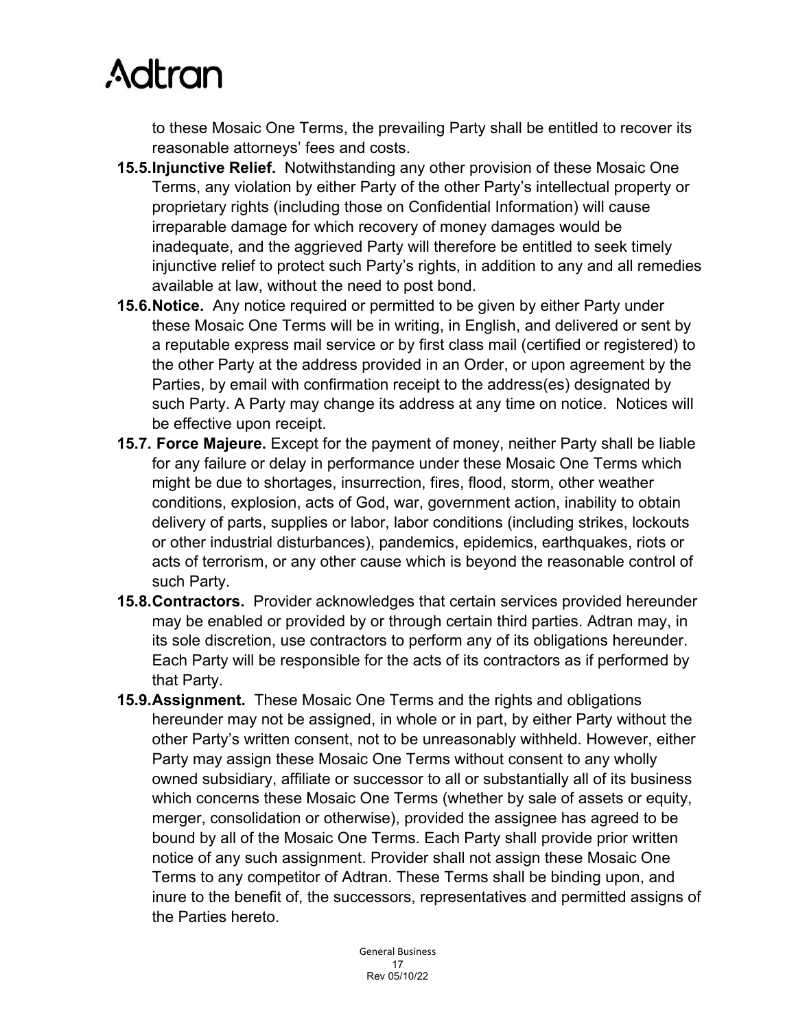to these Mosaic One Terms, the prevailing Party shall be entitled to recover its reasonable attorneys' fees and costs.

**15.5. Injunctive Relief.** Notwithstanding any other provision of these Mosaic One Terms, any violation by either Party of the other Party's intellectual property or proprietary rights (including those on Confidential Information) will cause irreparable damage for which recovery of money damages would be inadequate, and the aggrieved Party will therefore be entitled to seek timely injunctive relief to protect such Party's rights, in addition to any and all remedies available at law, without the need to post bond.

**15.6. Notice.** Any notice required or permitted to be given by either Party under these Mosaic One Terms will be in writing, in English, and delivered or sent by a reputable express mail service or by first class mail (certified or registered) to the other Party at the address provided in an Order, or upon agreement by the Parties, by email with confirmation receipt to the address(es) designated by such Party. A Party may change its address at any time on notice. Notices will be effective upon receipt.

**15.7. Force Majeure.** Except for the payment of money, neither Party shall be liable for any failure or delay in performance under these Mosaic One Terms which might be due to shortages, insurrection, fires, flood, storm, other weather conditions, explosion, acts of God, war, government action, inability to obtain delivery of parts, supplies or labor, labor conditions (including strikes, lockouts or other industrial disturbances), pandemics, epidemics, earthquakes, riots or acts of terrorism, or any other cause which is beyond the reasonable control of such Party.

**15.8. Contractors.** Provider acknowledges that certain services provided hereunder may be enabled or provided by or through certain third parties. Adtran may, in its sole discretion, use contractors to perform any of its obligations hereunder. Each Party will be responsible for the acts of its contractors as if performed by that Party.

**15.9. Assignment.** These Mosaic One Terms and the rights and obligations hereunder may not be assigned, in whole or in part, by either Party without the other Party's written consent, not to be unreasonably withheld. However, either Party may assign these Mosaic One Terms without consent to any wholly owned subsidiary, affiliate or successor to all or substantially all of its business which concerns these Mosaic One Terms (whether by sale of assets or equity, merger, consolidation or otherwise), provided the assignee has agreed to be bound by all of the Mosaic One Terms. Each Party shall provide prior written notice of any such assignment. Provider shall not assign these Mosaic One Terms to any competitor of Adtran. These Terms shall be binding upon, and inure to the benefit of, the successors, representatives and permitted assigns of the Parties hereto.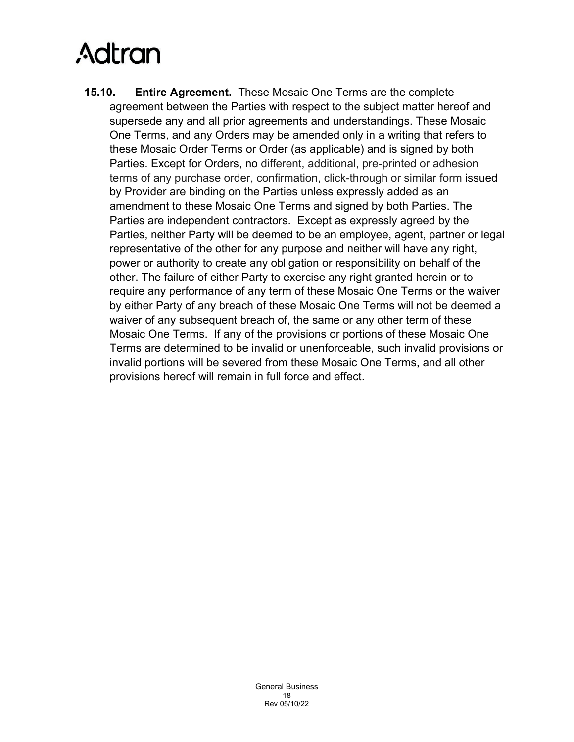**15.10. Entire Agreement.** These Mosaic One Terms are the complete agreement between the Parties with respect to the subject matter hereof and supersede any and all prior agreements and understandings. These Mosaic One Terms, and any Orders may be amended only in a writing that refers to these Mosaic Order Terms or Order (as applicable) and is signed by both Parties. Except for Orders, no different, additional, pre-printed or adhesion terms of any purchase order, confirmation, click-through or similar form issued by Provider are binding on the Parties unless expressly added as an amendment to these Mosaic One Terms and signed by both Parties. The Parties are independent contractors. Except as expressly agreed by the Parties, neither Party will be deemed to be an employee, agent, partner or legal representative of the other for any purpose and neither will have any right, power or authority to create any obligation or responsibility on behalf of the other. The failure of either Party to exercise any right granted herein or to require any performance of any term of these Mosaic One Terms or the waiver by either Party of any breach of these Mosaic One Terms will not be deemed a waiver of any subsequent breach of, the same or any other term of these Mosaic One Terms. If any of the provisions or portions of these Mosaic One Terms are determined to be invalid or unenforceable, such invalid provisions or invalid portions will be severed from these Mosaic One Terms, and all other provisions hereof will remain in full force and effect.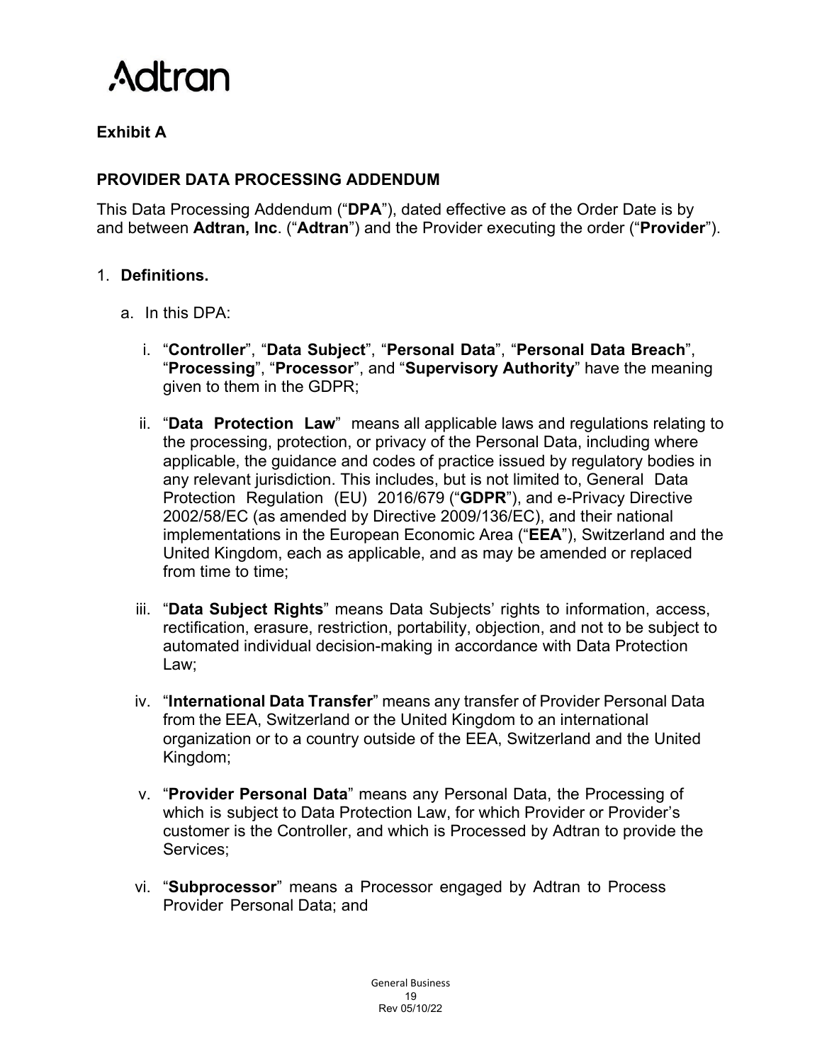Adtran

**Exhibit A**

**PROVIDER DATA PROCESSING ADDENDUM**

This Data Processing Addendum ("**DPA**"), dated effective as of the Order Date is by and between **Adtran, Inc**. ("**Adtran**") and the Provider executing the order ("**Provider**").

1. **Definitions.**

   a. In this DPA:

      i. "**Controller**", "**Data Subject**", "**Personal Data**", "**Personal Data Breach**", "**Processing**", "**Processor**", and "**Supervisory Authority**" have the meaning given to them in the GDPR;

      ii. "**Data Protection Law**" means all applicable laws and regulations relating to the processing, protection, or privacy of the Personal Data, including where applicable, the guidance and codes of practice issued by regulatory bodies in any relevant jurisdiction. This includes, but is not limited to, General Data Protection Regulation (EU) 2016/679 ("**GDPR**"), and e-Privacy Directive 2002/58/EC (as amended by Directive 2009/136/EC), and their national implementations in the European Economic Area ("**EEA**"), Switzerland and the United Kingdom, each as applicable, and as may be amended or replaced from time to time;

      iii. "**Data Subject Rights**" means Data Subjects' rights to information, access, rectification, erasure, restriction, portability, objection, and not to be subject to automated individual decision-making in accordance with Data Protection Law;

      iv. "**International Data Transfer**" means any transfer of Provider Personal Data from the EEA, Switzerland or the United Kingdom to an international organization or to a country outside of the EEA, Switzerland and the United Kingdom;

      v. "**Provider Personal Data**" means any Personal Data, the Processing of which is subject to Data Protection Law, for which Provider or Provider's customer is the Controller, and which is Processed by Adtran to provide the Services;

      vi. "**Subprocessor**" means a Processor engaged by Adtran to Process Provider Personal Data; and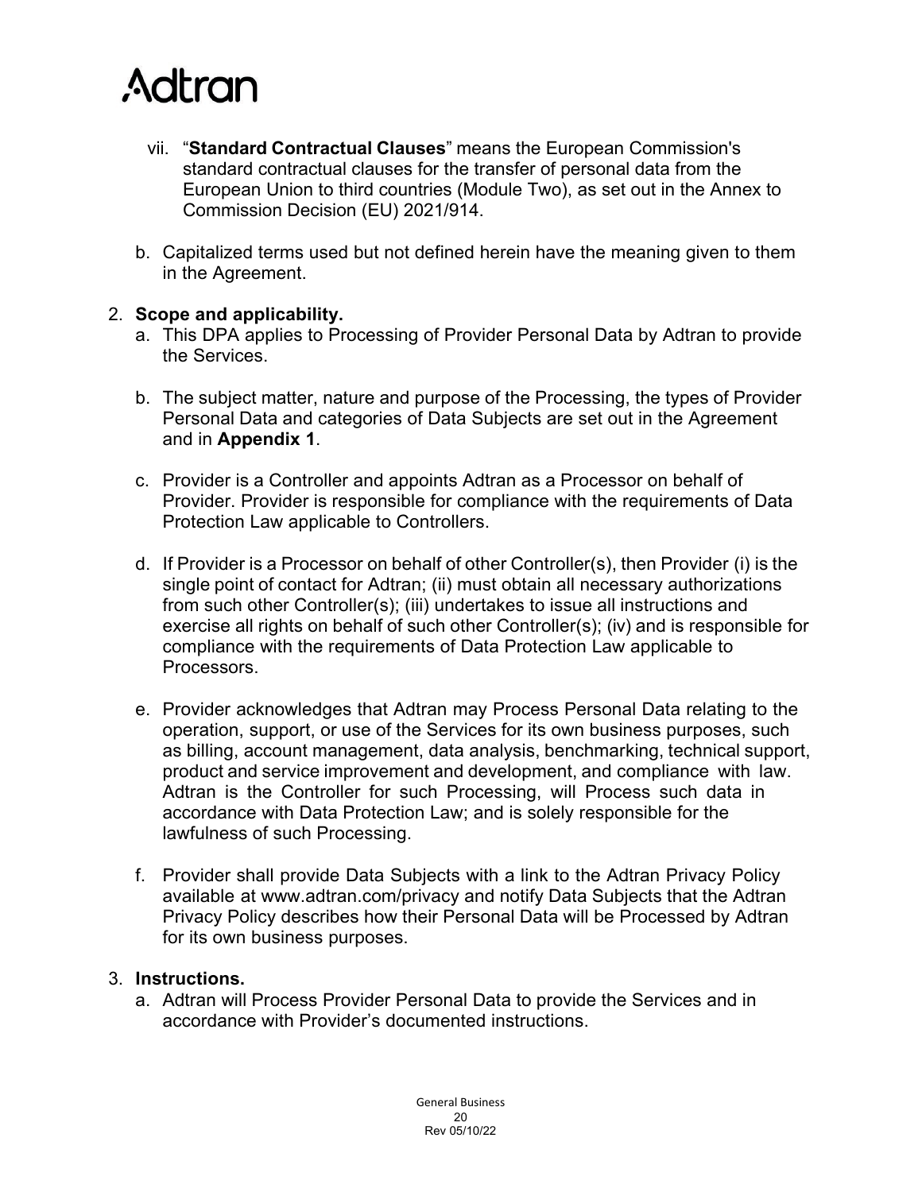vii. "**Standard Contractual Clauses**" means the European Commission's standard contractual clauses for the transfer of personal data from the European Union to third countries (Module Two), as set out in the Annex to Commission Decision (EU) 2021/914.

b. Capitalized terms used but not defined herein have the meaning given to them in the Agreement.

2. **Scope and applicability.**

   a. This DPA applies to Processing of Provider Personal Data by Adtran to provide the Services.

   b. The subject matter, nature and purpose of the Processing, the types of Provider Personal Data and categories of Data Subjects are set out in the Agreement and in **Appendix 1**.

   c. Provider is a Controller and appoints Adtran as a Processor on behalf of Provider. Provider is responsible for compliance with the requirements of Data Protection Law applicable to Controllers.

   d. If Provider is a Processor on behalf of other Controller(s), then Provider (i) is the single point of contact for Adtran; (ii) must obtain all necessary authorizations from such other Controller(s); (iii) undertakes to issue all instructions and exercise all rights on behalf of such other Controller(s); (iv) and is responsible for compliance with the requirements of Data Protection Law applicable to Processors.

   e. Provider acknowledges that Adtran may Process Personal Data relating to the operation, support, or use of the Services for its own business purposes, such as billing, account management, data analysis, benchmarking, technical support, product and service improvement and development, and compliance with law. Adtran is the Controller for such Processing, will Process such data in accordance with Data Protection Law; and is solely responsible for the lawfulness of such Processing.

   f. Provider shall provide Data Subjects with a link to the Adtran Privacy Policy available at www.adtran.com/privacy and notify Data Subjects that the Adtran Privacy Policy describes how their Personal Data will be Processed by Adtran for its own business purposes.

3. **Instructions.**

   a. Adtran will Process Provider Personal Data to provide the Services and in accordance with Provider's documented instructions.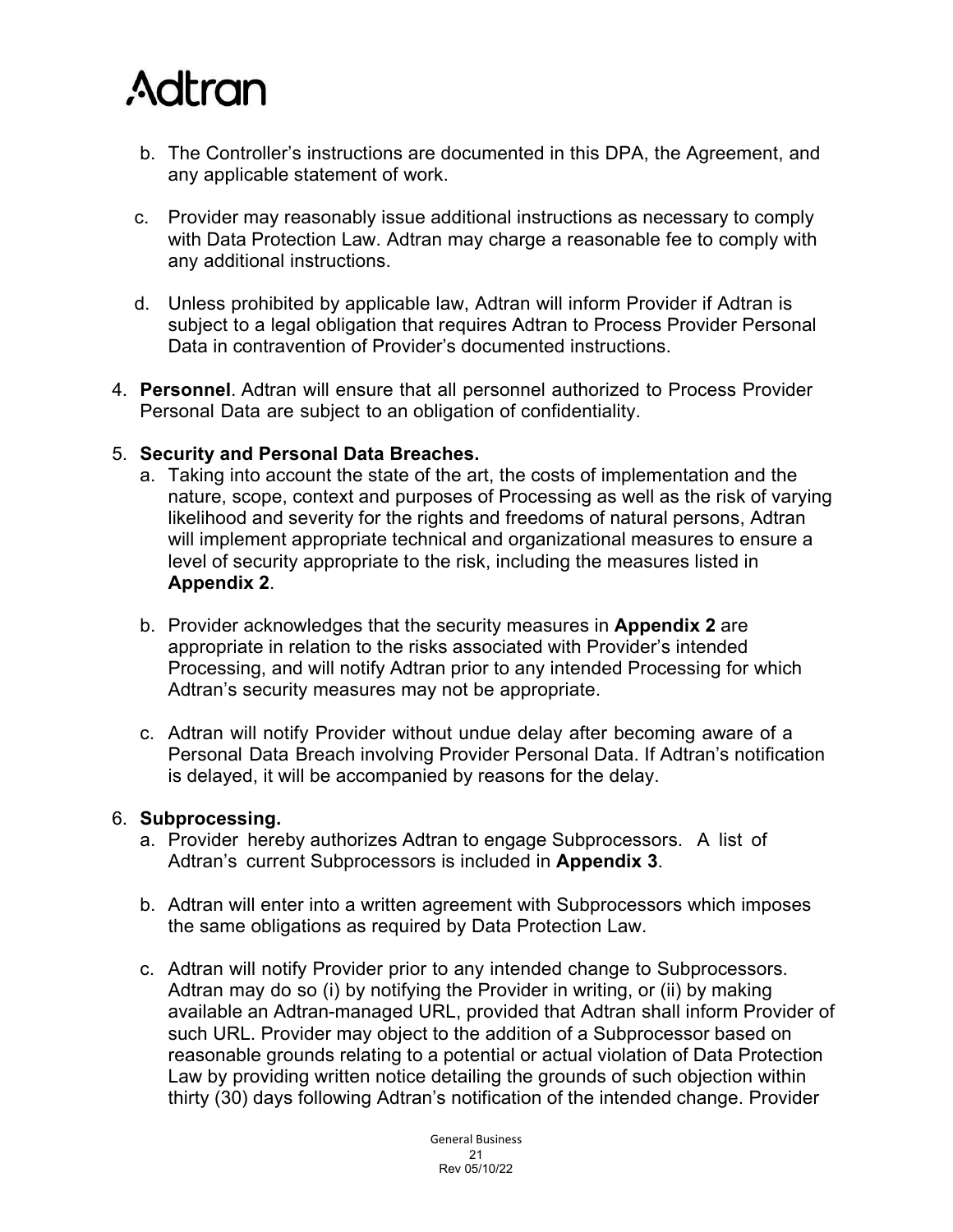b. The Controller's instructions are documented in this DPA, the Agreement, and any applicable statement of work.

c. Provider may reasonably issue additional instructions as necessary to comply with Data Protection Law. Adtran may charge a reasonable fee to comply with any additional instructions.

d. Unless prohibited by applicable law, Adtran will inform Provider if Adtran is subject to a legal obligation that requires Adtran to Process Provider Personal Data in contravention of Provider's documented instructions.

4. **Personnel**. Adtran will ensure that all personnel authorized to Process Provider Personal Data are subject to an obligation of confidentiality.

5. **Security and Personal Data Breaches.**

   a. Taking into account the state of the art, the costs of implementation and the nature, scope, context and purposes of Processing as well as the risk of varying likelihood and severity for the rights and freedoms of natural persons, Adtran will implement appropriate technical and organizational measures to ensure a level of security appropriate to the risk, including the measures listed in **Appendix 2**.

   b. Provider acknowledges that the security measures in **Appendix 2** are appropriate in relation to the risks associated with Provider's intended Processing, and will notify Adtran prior to any intended Processing for which Adtran's security measures may not be appropriate.

   c. Adtran will notify Provider without undue delay after becoming aware of a Personal Data Breach involving Provider Personal Data. If Adtran's notification is delayed, it will be accompanied by reasons for the delay.

6. **Subprocessing.**

   a. Provider hereby authorizes Adtran to engage Subprocessors. A list of Adtran's current Subprocessors is included in **Appendix 3**.

   b. Adtran will enter into a written agreement with Subprocessors which imposes the same obligations as required by Data Protection Law.

   c. Adtran will notify Provider prior to any intended change to Subprocessors. Adtran may do so (i) by notifying the Provider in writing, or (ii) by making available an Adtran-managed URL, provided that Adtran shall inform Provider of such URL. Provider may object to the addition of a Subprocessor based on reasonable grounds relating to a potential or actual violation of Data Protection Law by providing written notice detailing the grounds of such objection within thirty (30) days following Adtran's notification of the intended change. Provider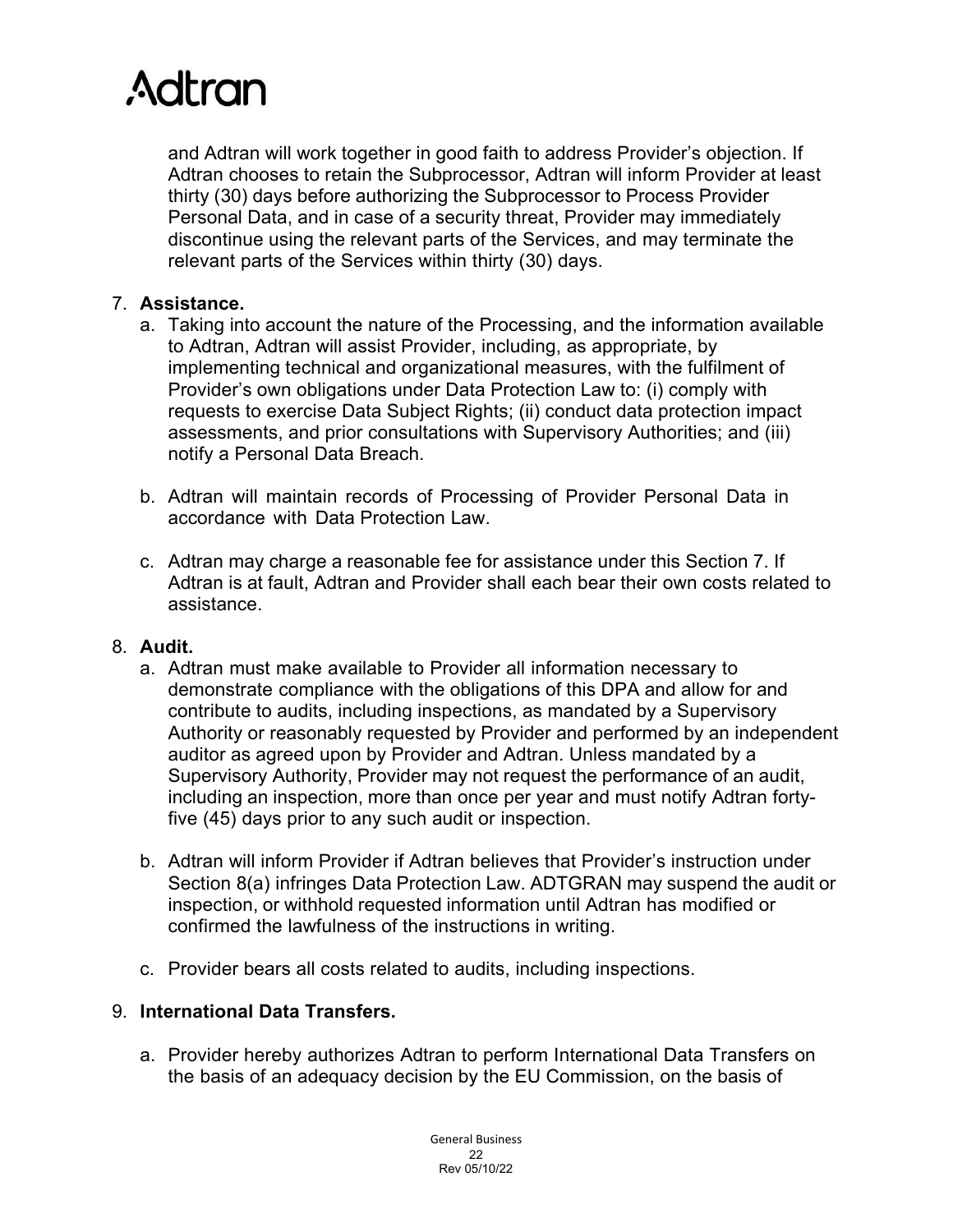and Adtran will work together in good faith to address Provider's objection. If Adtran chooses to retain the Subprocessor, Adtran will inform Provider at least thirty (30) days before authorizing the Subprocessor to Process Provider Personal Data, and in case of a security threat, Provider may immediately discontinue using the relevant parts of the Services, and may terminate the relevant parts of the Services within thirty (30) days.

7. **Assistance.**
   a. Taking into account the nature of the Processing, and the information available to Adtran, Adtran will assist Provider, including, as appropriate, by implementing technical and organizational measures, with the fulfilment of Provider's own obligations under Data Protection Law to: (i) comply with requests to exercise Data Subject Rights; (ii) conduct data protection impact assessments, and prior consultations with Supervisory Authorities; and (iii) notify a Personal Data Breach.

   b. Adtran will maintain records of Processing of Provider Personal Data in accordance with Data Protection Law.

   c. Adtran may charge a reasonable fee for assistance under this Section 7. If Adtran is at fault, Adtran and Provider shall each bear their own costs related to assistance.

8. **Audit.**
   a. Adtran must make available to Provider all information necessary to demonstrate compliance with the obligations of this DPA and allow for and contribute to audits, including inspections, as mandated by a Supervisory Authority or reasonably requested by Provider and performed by an independent auditor as agreed upon by Provider and Adtran. Unless mandated by a Supervisory Authority, Provider may not request the performance of an audit, including an inspection, more than once per year and must notify Adtran forty-five (45) days prior to any such audit or inspection.

   b. Adtran will inform Provider if Adtran believes that Provider's instruction under Section 8(a) infringes Data Protection Law. ADTGRAN may suspend the audit or inspection, or withhold requested information until Adtran has modified or confirmed the lawfulness of the instructions in writing.

   c. Provider bears all costs related to audits, including inspections.

9. **International Data Transfers.**

   a. Provider hereby authorizes Adtran to perform International Data Transfers on the basis of an adequacy decision by the EU Commission, on the basis of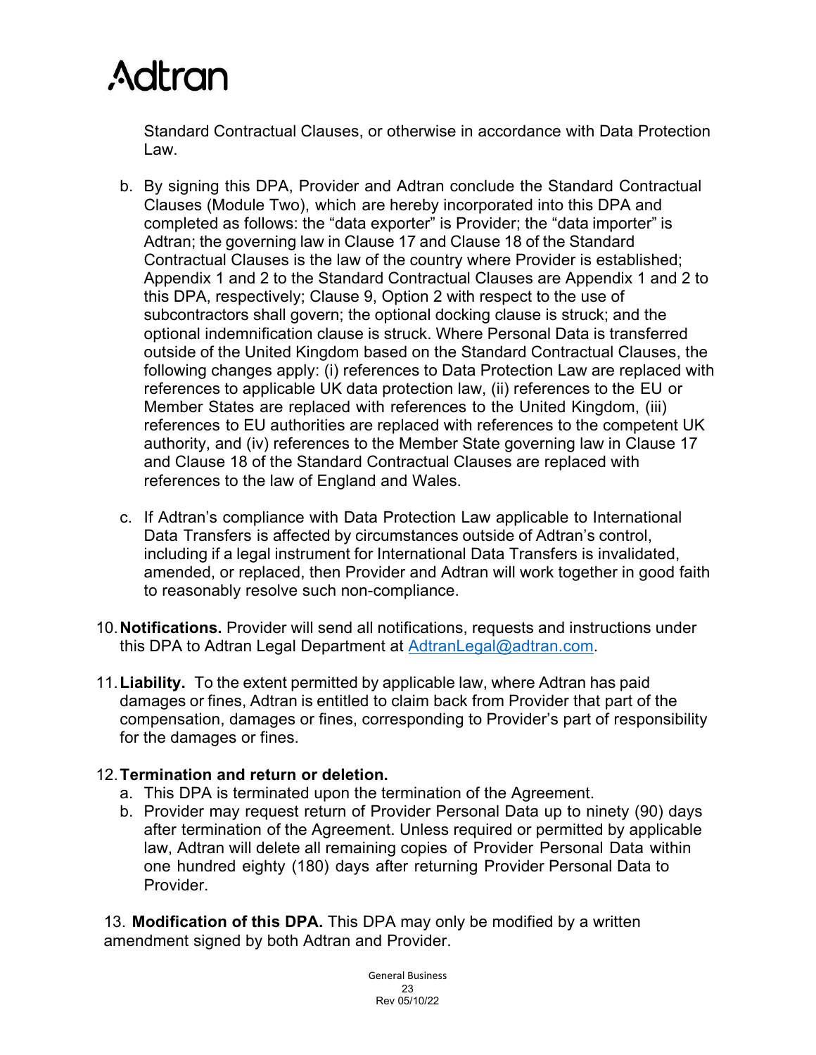Standard Contractual Clauses, or otherwise in accordance with Data Protection Law.

b. By signing this DPA, Provider and Adtran conclude the Standard Contractual Clauses (Module Two), which are hereby incorporated into this DPA and completed as follows: the "data exporter" is Provider; the "data importer" is Adtran; the governing law in Clause 17 and Clause 18 of the Standard Contractual Clauses is the law of the country where Provider is established; Appendix 1 and 2 to the Standard Contractual Clauses are Appendix 1 and 2 to this DPA, respectively; Clause 9, Option 2 with respect to the use of subcontractors shall govern; the optional docking clause is struck; and the optional indemnification clause is struck. Where Personal Data is transferred outside of the United Kingdom based on the Standard Contractual Clauses, the following changes apply: (i) references to Data Protection Law are replaced with references to applicable UK data protection law, (ii) references to the EU or Member States are replaced with references to the United Kingdom, (iii) references to EU authorities are replaced with references to the competent UK authority, and (iv) references to the Member State governing law in Clause 17 and Clause 18 of the Standard Contractual Clauses are replaced with references to the law of England and Wales.

c. If Adtran's compliance with Data Protection Law applicable to International Data Transfers is affected by circumstances outside of Adtran's control, including if a legal instrument for International Data Transfers is invalidated, amended, or replaced, then Provider and Adtran will work together in good faith to reasonably resolve such non-compliance.

10. **Notifications.** Provider will send all notifications, requests and instructions under this DPA to Adtran Legal Department at AdtranLegal@adtran.com.

11. **Liability.** To the extent permitted by applicable law, where Adtran has paid damages or fines, Adtran is entitled to claim back from Provider that part of the compensation, damages or fines, corresponding to Provider's part of responsibility for the damages or fines.

12. **Termination and return or deletion.**

a. This DPA is terminated upon the termination of the Agreement.

b. Provider may request return of Provider Personal Data up to ninety (90) days after termination of the Agreement. Unless required or permitted by applicable law, Adtran will delete all remaining copies of Provider Personal Data within one hundred eighty (180) days after returning Provider Personal Data to Provider.

13. **Modification of this DPA.** This DPA may only be modified by a written amendment signed by both Adtran and Provider.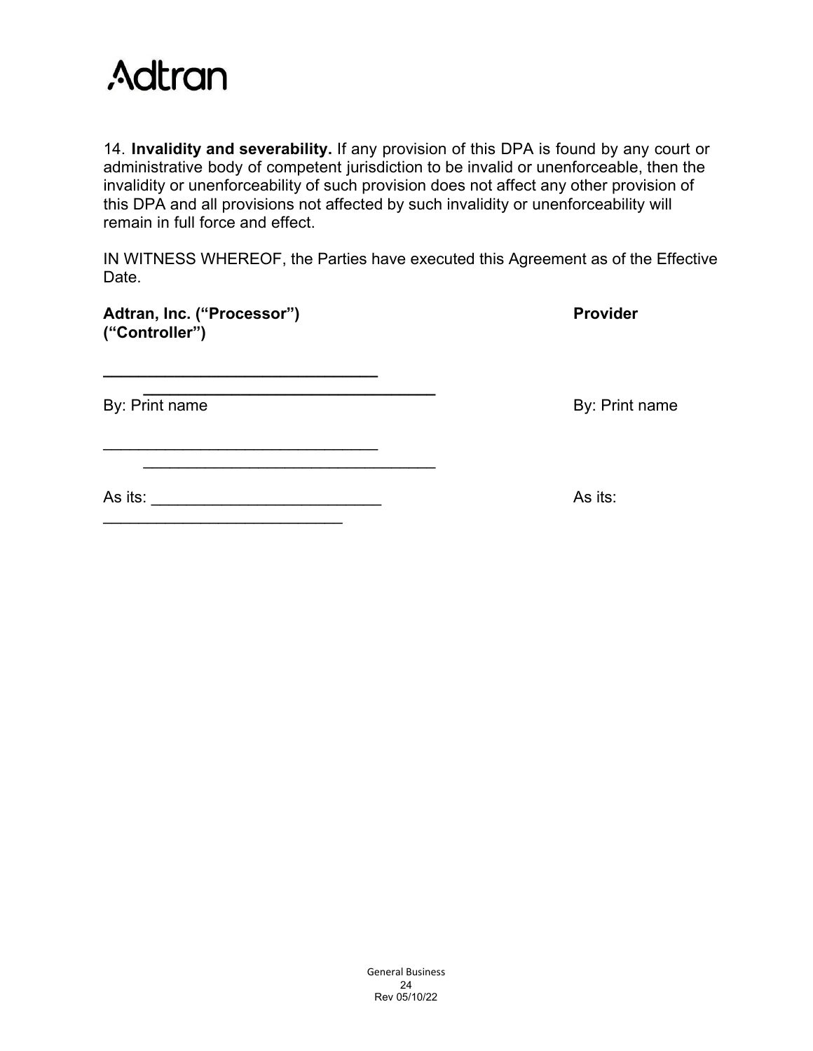14. **Invalidity and severability.** If any provision of this DPA is found by any court or administrative body of competent jurisdiction to be invalid or unenforceable, then the invalidity or unenforceability of such provision does not affect any other provision of this DPA and all provisions not affected by such invalidity or unenforceability will remain in full force and effect.

IN WITNESS WHEREOF, the Parties have executed this Agreement as of the Effective Date.

| **Adtran, Inc. ("Processor") ("Controller")** | **Provider** |
|---|---|
| ______________________________ | ______________________________ |
| By: Print name | By: Print name |
| ______________________________ | ______________________________ |
| As its: ______________________________ | As its: ______________________________ |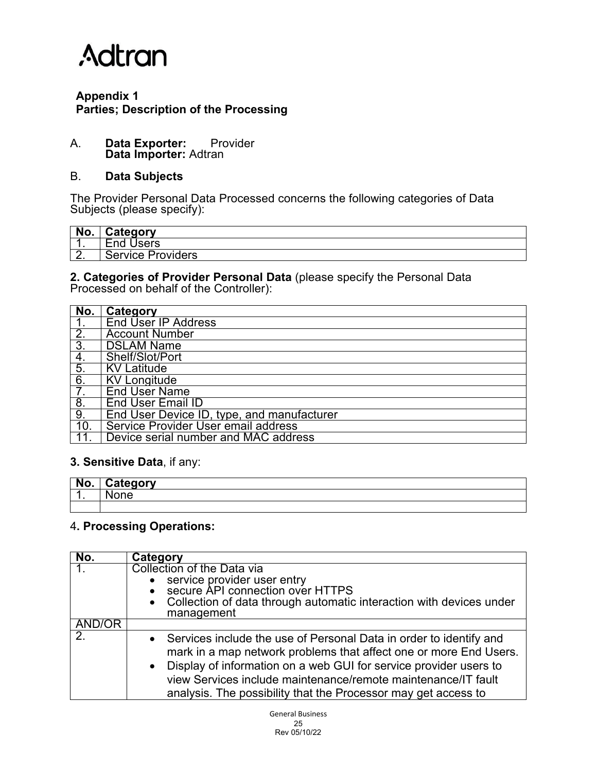Adtran

**Appendix 1**
**Parties; Description of the Processing**

A. **Data Exporter:** Provider
**Data Importer:** Adtran

B. **Data Subjects**

The Provider Personal Data Processed concerns the following categories of Data Subjects (please specify):

| No. | Category |
|---|---|
| 1. | End Users |
| 2. | Service Providers |

**2. Categories of Provider Personal Data** (please specify the Personal Data Processed on behalf of the Controller):

| No. | Category |
|---|---|
| 1. | End User IP Address |
| 2. | Account Number |
| 3. | DSLAM Name |
| 4. | Shelf/Slot/Port |
| 5. | KV Latitude |
| 6. | KV Longitude |
| 7. | End User Name |
| 8. | End User Email ID |
| 9. | End User Device ID, type, and manufacturer |
| 10. | Service Provider User email address |
| 11. | Device serial number and MAC address |

**3. Sensitive Data**, if any:

| No. | Category |
|---|---|
| 1. | None |
| | |

4**. Processing Operations:**

| No. | Category |
|---|---|
| 1. | Collection of the Data via<br>• service provider user entry<br>• secure API connection over HTTPS<br>• Collection of data through automatic interaction with devices under management |
| AND/OR | |
| 2. | • Services include the use of Personal Data in order to identify and mark in a map network problems that affect one or more End Users.<br>• Display of information on a web GUI for service provider users to view Services include maintenance/remote maintenance/IT fault analysis. The possibility that the Processor may get access to |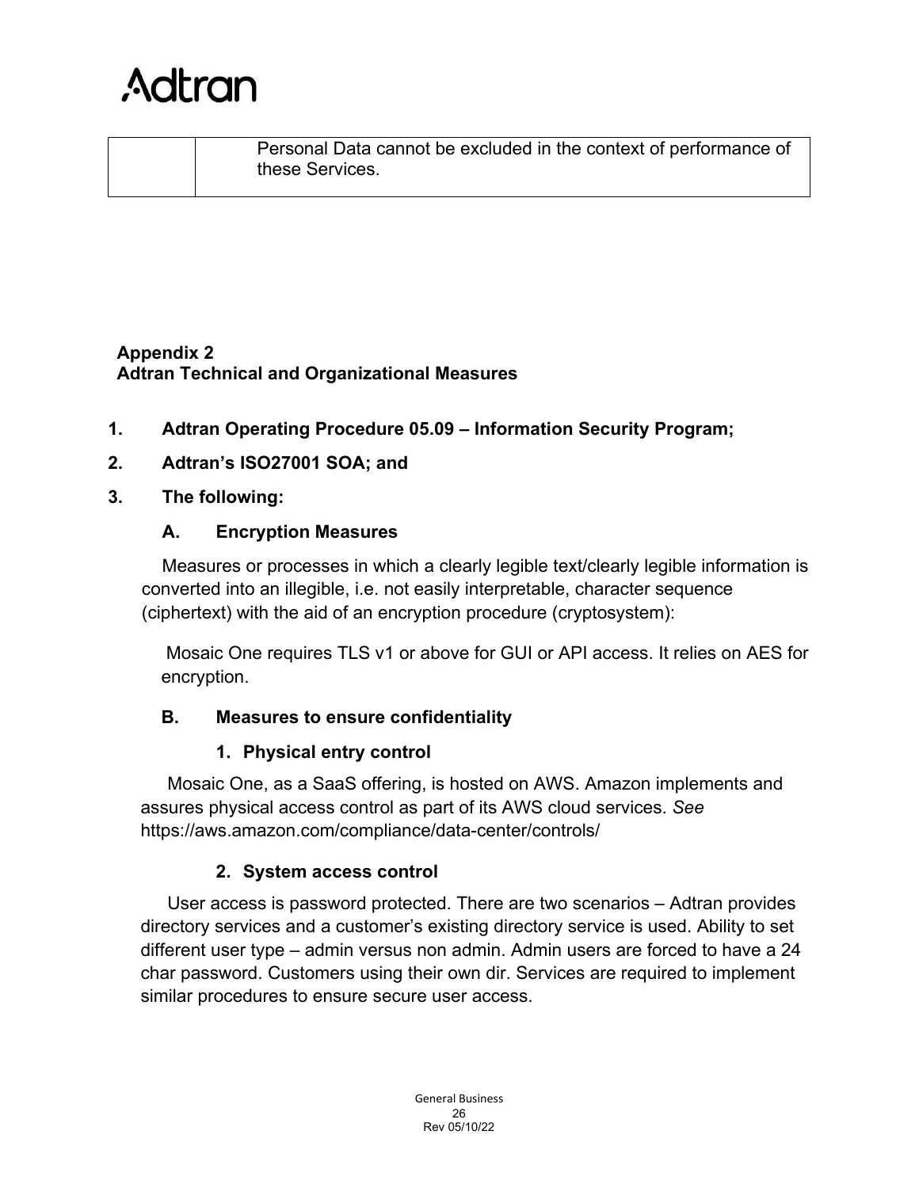| | Personal Data cannot be excluded in the context of performance of these Services. |
|---|---|

**Appendix 2**
**Adtran Technical and Organizational Measures**

1. **Adtran Operating Procedure 05.09 – Information Security Program;**
2. **Adtran's ISO27001 SOA; and**
3. **The following:**

   **A. Encryption Measures**

   Measures or processes in which a clearly legible text/clearly legible information is converted into an illegible, i.e. not easily interpretable, character sequence (ciphertext) with the aid of an encryption procedure (cryptosystem):

   Mosaic One requires TLS v1 or above for GUI or API access. It relies on AES for encryption.

   **B. Measures to ensure confidentiality**

   **1. Physical entry control**

   Mosaic One, as a SaaS offering, is hosted on AWS. Amazon implements and assures physical access control as part of its AWS cloud services. *See* https://aws.amazon.com/compliance/data-center/controls/

   **2. System access control**

   User access is password protected. There are two scenarios – Adtran provides directory services and a customer's existing directory service is used. Ability to set different user type – admin versus non admin. Admin users are forced to have a 24 char password. Customers using their own dir. Services are required to implement similar procedures to ensure secure user access.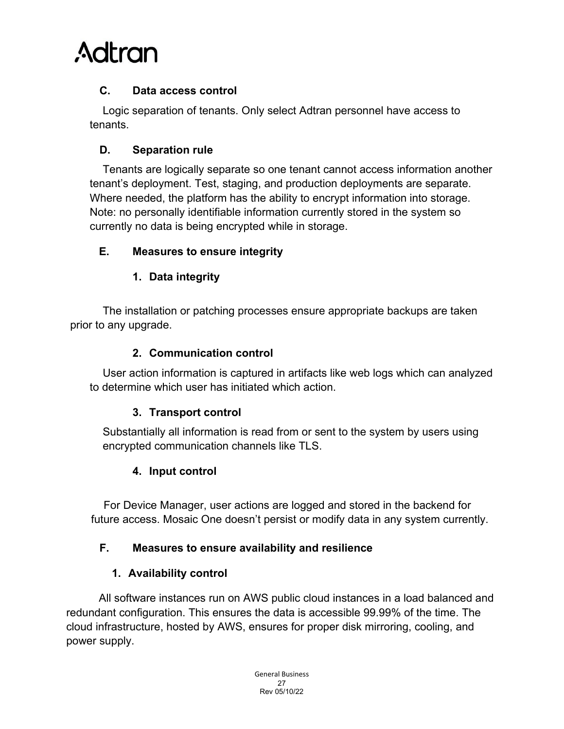### C. Data access control

Logic separation of tenants. Only select Adtran personnel have access to tenants.

### D. Separation rule

Tenants are logically separate so one tenant cannot access information another tenant's deployment. Test, staging, and production deployments are separate. Where needed, the platform has the ability to encrypt information into storage. Note: no personally identifiable information currently stored in the system so currently no data is being encrypted while in storage.

### E. Measures to ensure integrity

#### 1. Data integrity

The installation or patching processes ensure appropriate backups are taken prior to any upgrade.

#### 2. Communication control

User action information is captured in artifacts like web logs which can analyzed to determine which user has initiated which action.

#### 3. Transport control

Substantially all information is read from or sent to the system by users using encrypted communication channels like TLS.

#### 4. Input control

For Device Manager, user actions are logged and stored in the backend for future access. Mosaic One doesn't persist or modify data in any system currently.

### F. Measures to ensure availability and resilience

#### 1. Availability control

All software instances run on AWS public cloud instances in a load balanced and redundant configuration. This ensures the data is accessible 99.99% of the time. The cloud infrastructure, hosted by AWS, ensures for proper disk mirroring, cooling, and power supply.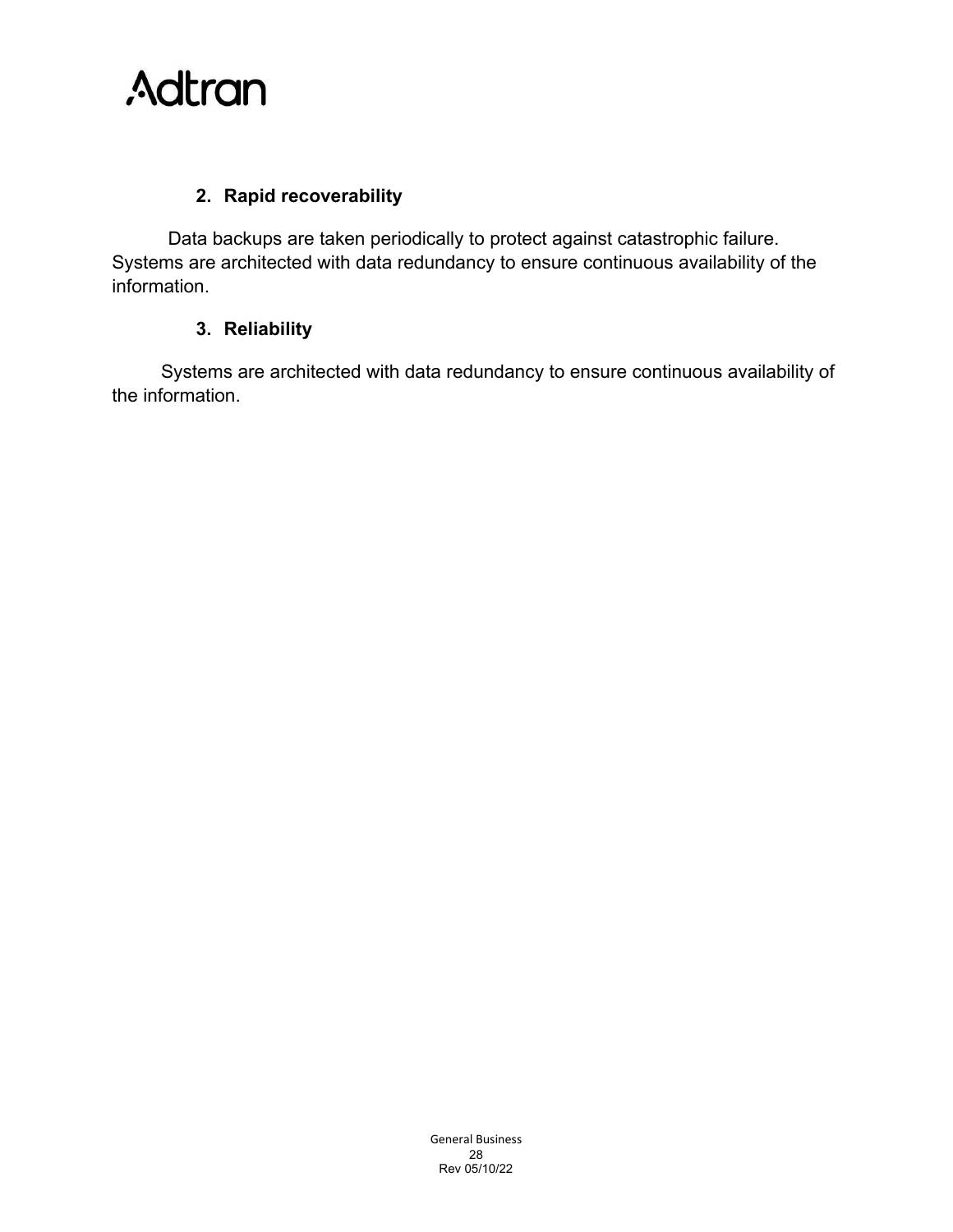## 2. Rapid recoverability

Data backups are taken periodically to protect against catastrophic failure. Systems are architected with data redundancy to ensure continuous availability of the information.

## 3. Reliability

Systems are architected with data redundancy to ensure continuous availability of the information.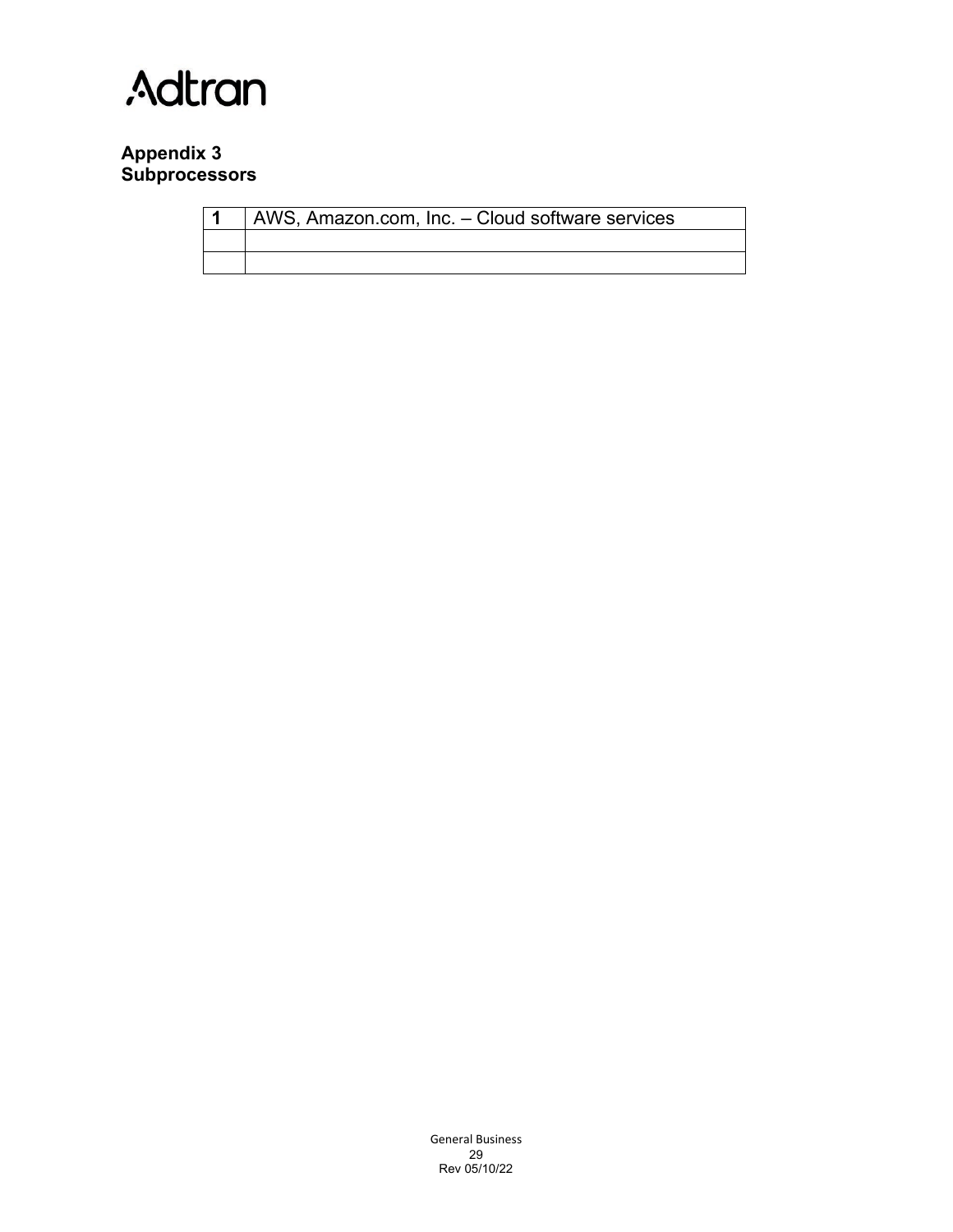Adtran

**Appendix 3**
**Subprocessors**

| | |
|---|---|
| **1** | AWS, Amazon.com, Inc. – Cloud software services |
| | |
| | |

General Business
Rev 05/10/22